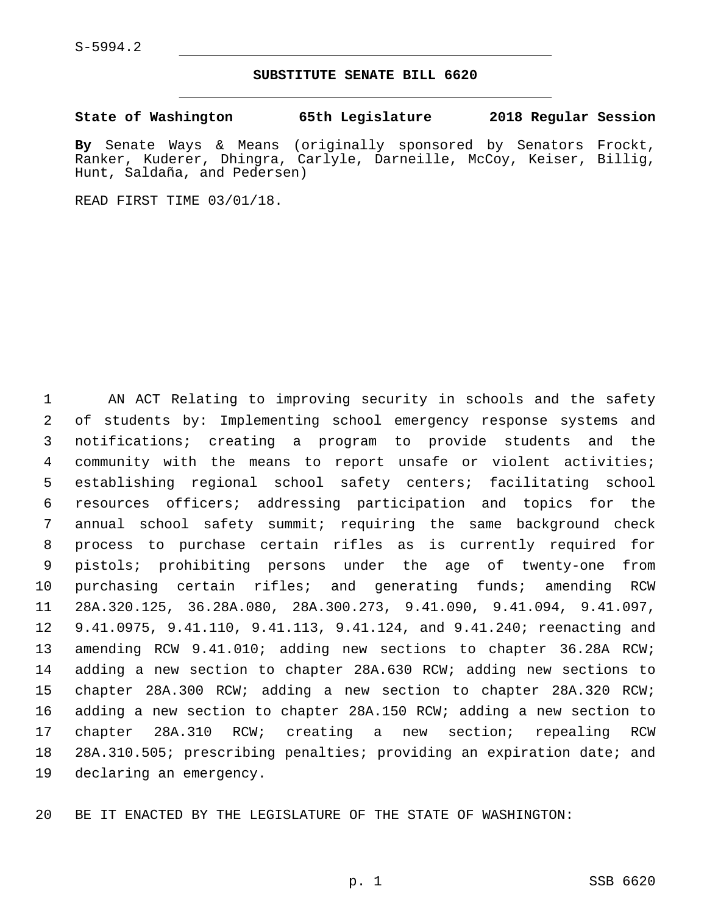S-5994.2

# SUBSTITUTE SENATE BILL 6620

**State of Washington 65th Legislature 2018 Regular Session**

**By** Senate Ways & Means (originally sponsored by Senators Frockt, Ranker, Kuderer, Dhingra, Carlyle, Darneille, McCoy, Keiser, Billig, Hunt, Saldaña, and Pedersen)

READ FIRST TIME 03/01/18.

AN ACT Relating to improving security in schools and the safety of students by: Implementing school emergency response systems and notifications; creating a program to provide students and the community with the means to report unsafe or violent activities; establishing regional school safety centers; facilitating school resources officers; addressing participation and topics for the annual school safety summit; requiring the same background check process to purchase certain rifles as is currently required for pistols; prohibiting persons under the age of twenty-one from purchasing certain rifles; and generating funds; amending RCW 28A.320.125, 36.28A.080, 28A.300.273, 9.41.090, 9.41.094, 9.41.097, 9.41.0975, 9.41.110, 9.41.113, 9.41.124, and 9.41.240; reenacting and amending RCW 9.41.010; adding new sections to chapter 36.28A RCW; adding a new section to chapter 28A.630 RCW; adding new sections to chapter 28A.300 RCW; adding a new section to chapter 28A.320 RCW; adding a new section to chapter 28A.150 RCW; adding a new section to chapter 28A.310 RCW; creating a new section; repealing RCW 28A.310.505; prescribing penalties; providing an expiration date; and declaring an emergency.

BE IT ENACTED BY THE LEGISLATURE OF THE STATE OF WASHINGTON: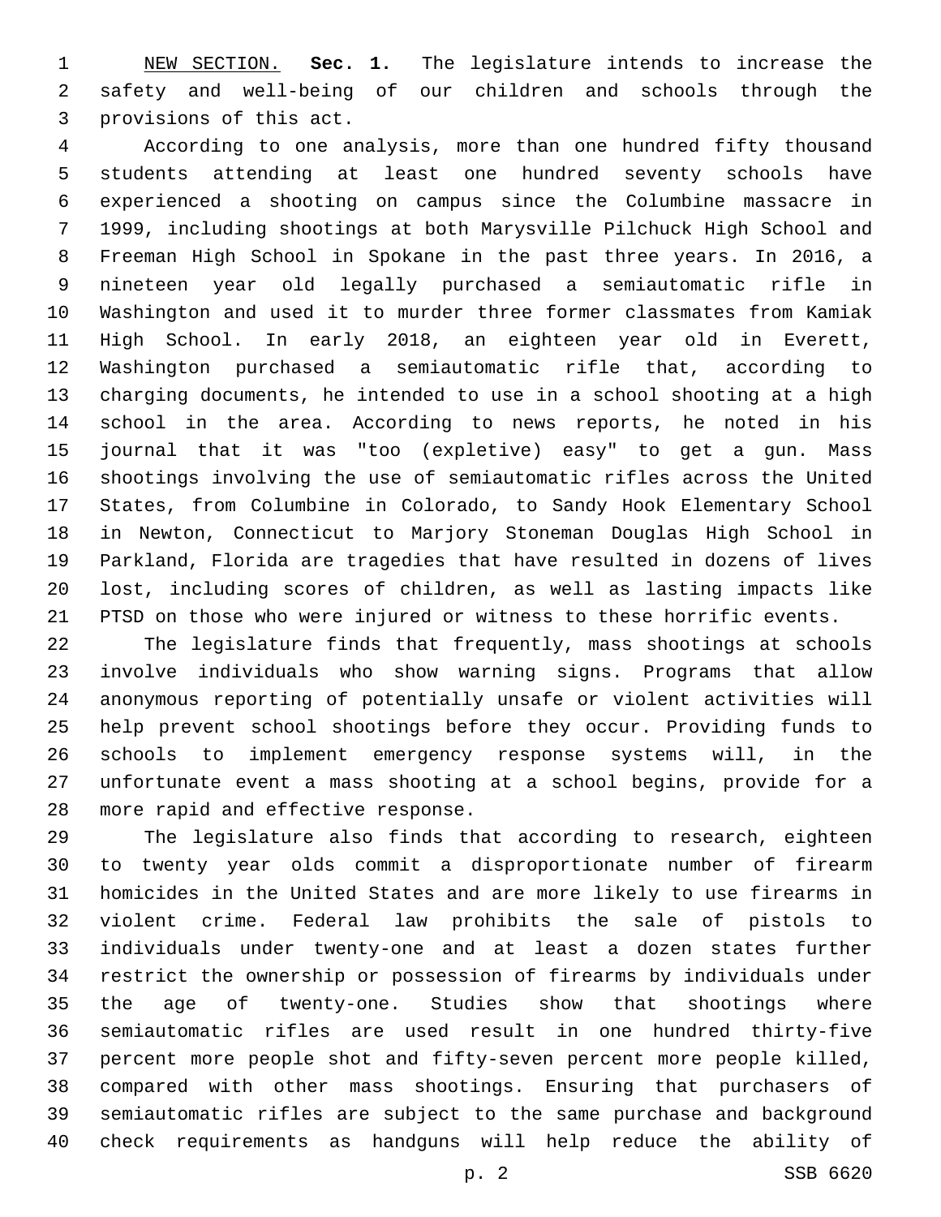NEW SECTION. **Sec. 1.** The legislature intends to increase the safety and well-being of our children and schools through the provisions of this act.

According to one analysis, more than one hundred fifty thousand students attending at least one hundred seventy schools have experienced a shooting on campus since the Columbine massacre in 1999, including shootings at both Marysville Pilchuck High School and Freeman High School in Spokane in the past three years. In 2016, a nineteen year old legally purchased a semiautomatic rifle in Washington and used it to murder three former classmates from Kamiak High School. In early 2018, an eighteen year old in Everett, Washington purchased a semiautomatic rifle that, according to charging documents, he intended to use in a school shooting at a high school in the area. According to news reports, he noted in his journal that it was "too (expletive) easy" to get a gun. Mass shootings involving the use of semiautomatic rifles across the United States, from Columbine in Colorado, to Sandy Hook Elementary School in Newton, Connecticut to Marjory Stoneman Douglas High School in Parkland, Florida are tragedies that have resulted in dozens of lives lost, including scores of children, as well as lasting impacts like PTSD on those who were injured or witness to these horrific events.

The legislature finds that frequently, mass shootings at schools involve individuals who show warning signs. Programs that allow anonymous reporting of potentially unsafe or violent activities will help prevent school shootings before they occur. Providing funds to schools to implement emergency response systems will, in the unfortunate event a mass shooting at a school begins, provide for a more rapid and effective response.

The legislature also finds that according to research, eighteen to twenty year olds commit a disproportionate number of firearm homicides in the United States and are more likely to use firearms in violent crime. Federal law prohibits the sale of pistols to individuals under twenty-one and at least a dozen states further restrict the ownership or possession of firearms by individuals under the age of twenty-one. Studies show that shootings where semiautomatic rifles are used result in one hundred thirty-five percent more people shot and fifty-seven percent more people killed, compared with other mass shootings. Ensuring that purchasers of semiautomatic rifles are subject to the same purchase and background check requirements as handguns will help reduce the ability of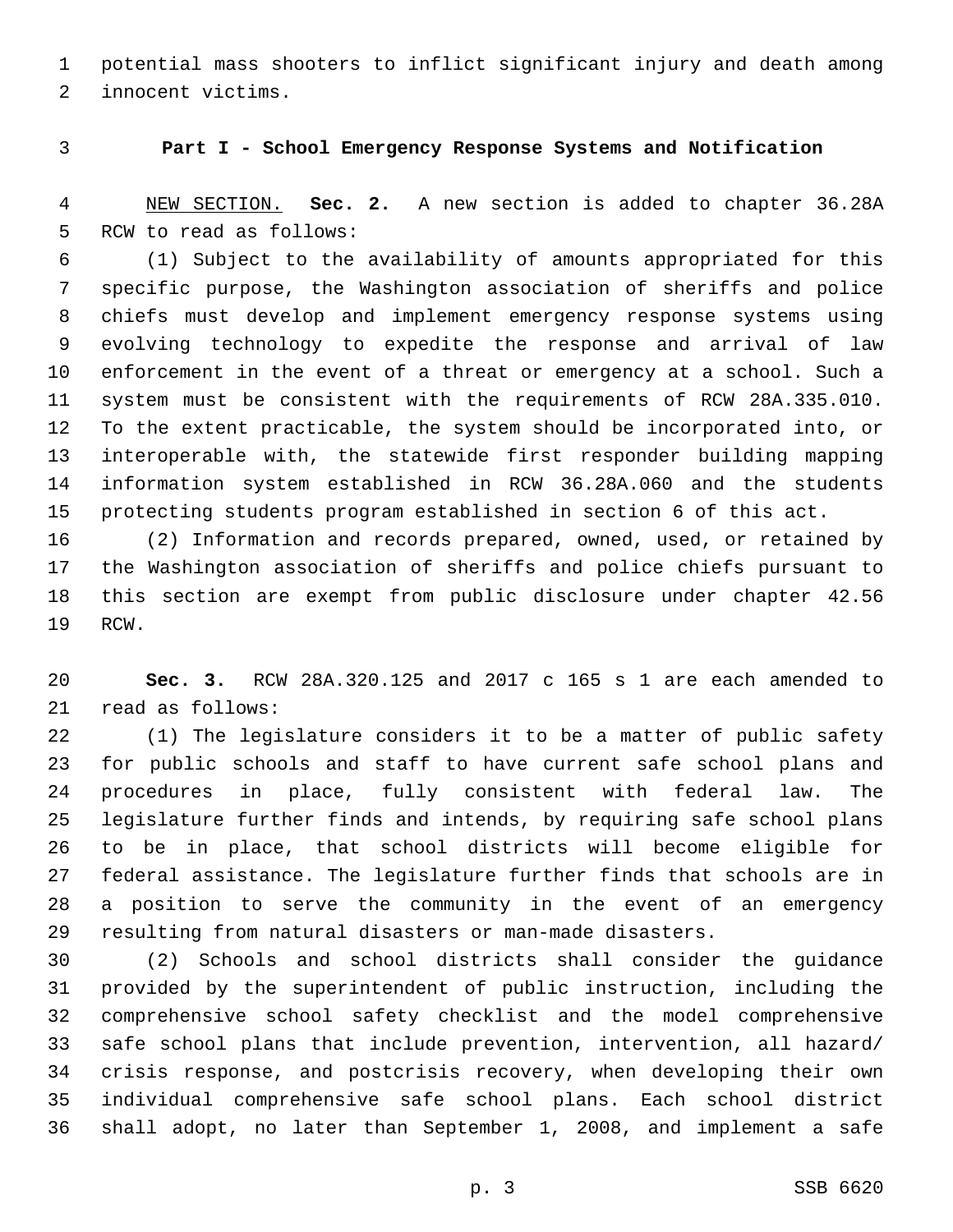potential mass shooters to inflict significant injury and death among innocent victims.

**Part I - School Emergency Response Systems and Notification**

NEW SECTION. **Sec. 2.** A new section is added to chapter 36.28A RCW to read as follows:

(1) Subject to the availability of amounts appropriated for this specific purpose, the Washington association of sheriffs and police chiefs must develop and implement emergency response systems using evolving technology to expedite the response and arrival of law enforcement in the event of a threat or emergency at a school. Such a system must be consistent with the requirements of RCW 28A.335.010. To the extent practicable, the system should be incorporated into, or interoperable with, the statewide first responder building mapping information system established in RCW 36.28A.060 and the students protecting students program established in section 6 of this act.

(2) Information and records prepared, owned, used, or retained by the Washington association of sheriffs and police chiefs pursuant to this section are exempt from public disclosure under chapter 42.56 RCW.

**Sec. 3.** RCW 28A.320.125 and 2017 c 165 s 1 are each amended to read as follows:

(1) The legislature considers it to be a matter of public safety for public schools and staff to have current safe school plans and procedures in place, fully consistent with federal law. The legislature further finds and intends, by requiring safe school plans to be in place, that school districts will become eligible for federal assistance. The legislature further finds that schools are in a position to serve the community in the event of an emergency resulting from natural disasters or man-made disasters.

(2) Schools and school districts shall consider the guidance provided by the superintendent of public instruction, including the comprehensive school safety checklist and the model comprehensive safe school plans that include prevention, intervention, all hazard/crisis response, and postcrisis recovery, when developing their own individual comprehensive safe school plans. Each school district shall adopt, no later than September 1, 2008, and implement a safe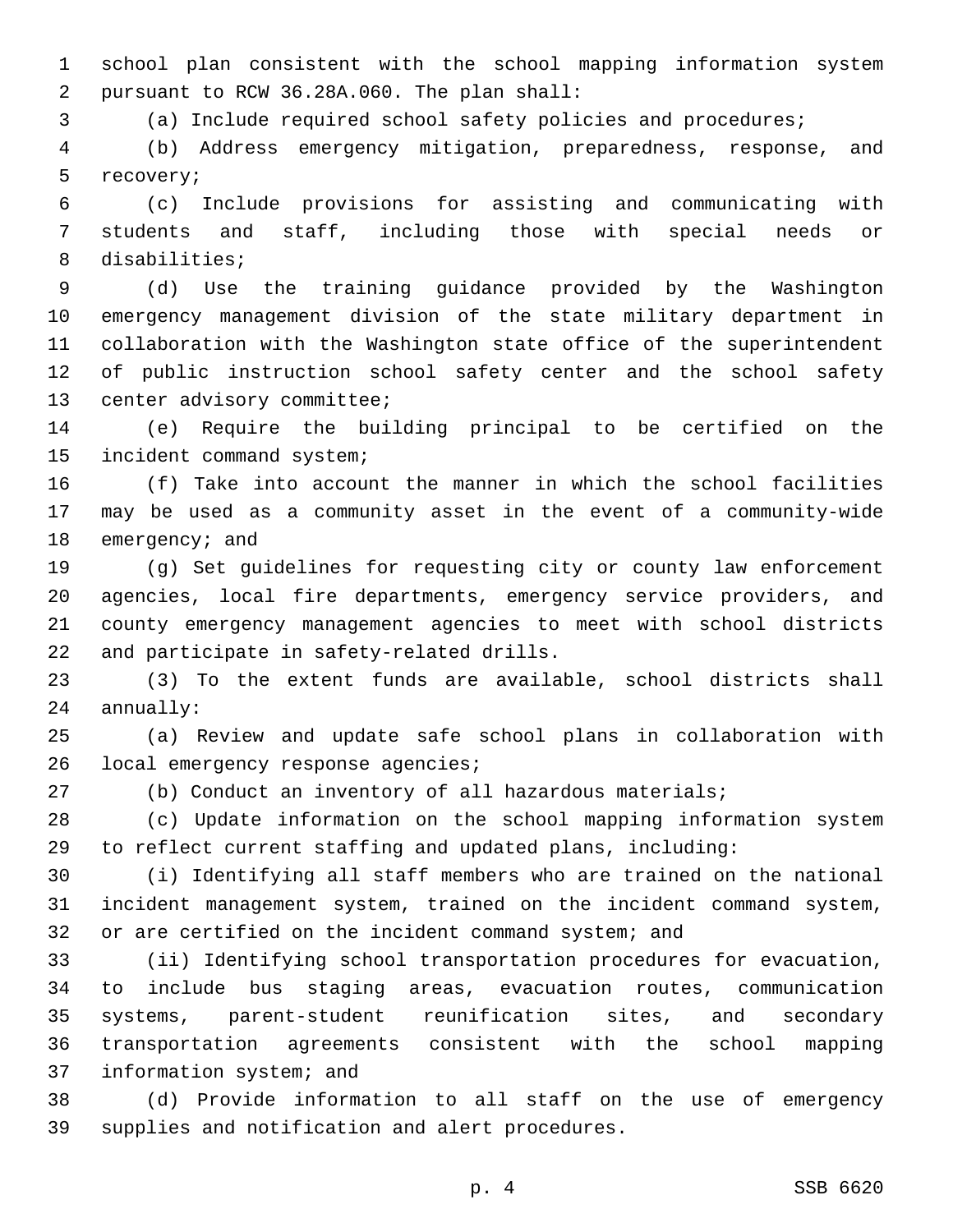school plan consistent with the school mapping information system pursuant to RCW 36.28A.060. The plan shall:

(a) Include required school safety policies and procedures;

(b) Address emergency mitigation, preparedness, response, and recovery;

(c) Include provisions for assisting and communicating with students and staff, including those with special needs or disabilities;

(d) Use the training guidance provided by the Washington emergency management division of the state military department in collaboration with the Washington state office of the superintendent of public instruction school safety center and the school safety center advisory committee;

(e) Require the building principal to be certified on the incident command system;

(f) Take into account the manner in which the school facilities may be used as a community asset in the event of a community-wide emergency; and

(g) Set guidelines for requesting city or county law enforcement agencies, local fire departments, emergency service providers, and county emergency management agencies to meet with school districts and participate in safety-related drills.

(3) To the extent funds are available, school districts shall annually:

(a) Review and update safe school plans in collaboration with local emergency response agencies;

(b) Conduct an inventory of all hazardous materials;

(c) Update information on the school mapping information system to reflect current staffing and updated plans, including:

(i) Identifying all staff members who are trained on the national incident management system, trained on the incident command system, or are certified on the incident command system; and

(ii) Identifying school transportation procedures for evacuation, to include bus staging areas, evacuation routes, communication systems, parent-student reunification sites, and secondary transportation agreements consistent with the school mapping information system; and

(d) Provide information to all staff on the use of emergency supplies and notification and alert procedures.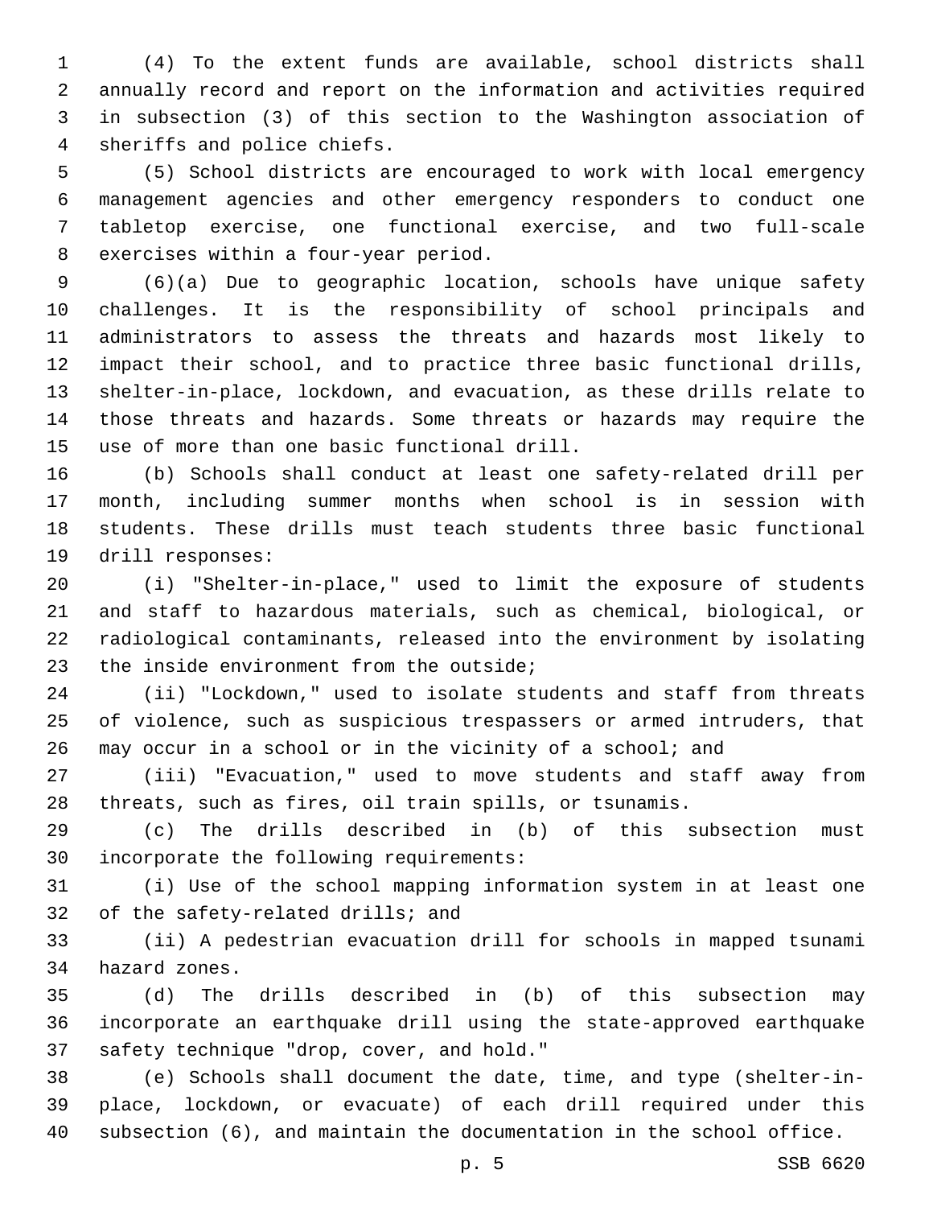(4) To the extent funds are available, school districts shall annually record and report on the information and activities required in subsection (3) of this section to the Washington association of sheriffs and police chiefs.

(5) School districts are encouraged to work with local emergency management agencies and other emergency responders to conduct one tabletop exercise, one functional exercise, and two full-scale exercises within a four-year period.

(6)(a) Due to geographic location, schools have unique safety challenges. It is the responsibility of school principals and administrators to assess the threats and hazards most likely to impact their school, and to practice three basic functional drills, shelter-in-place, lockdown, and evacuation, as these drills relate to those threats and hazards. Some threats or hazards may require the use of more than one basic functional drill.

(b) Schools shall conduct at least one safety-related drill per month, including summer months when school is in session with students. These drills must teach students three basic functional drill responses:

(i) "Shelter-in-place," used to limit the exposure of students and staff to hazardous materials, such as chemical, biological, or radiological contaminants, released into the environment by isolating the inside environment from the outside;

(ii) "Lockdown," used to isolate students and staff from threats of violence, such as suspicious trespassers or armed intruders, that may occur in a school or in the vicinity of a school; and

(iii) "Evacuation," used to move students and staff away from threats, such as fires, oil train spills, or tsunamis.

(c) The drills described in (b) of this subsection must incorporate the following requirements:

(i) Use of the school mapping information system in at least one of the safety-related drills; and

(ii) A pedestrian evacuation drill for schools in mapped tsunami hazard zones.

(d) The drills described in (b) of this subsection may incorporate an earthquake drill using the state-approved earthquake safety technique "drop, cover, and hold."

(e) Schools shall document the date, time, and type (shelter-in-place, lockdown, or evacuate) of each drill required under this subsection (6), and maintain the documentation in the school office.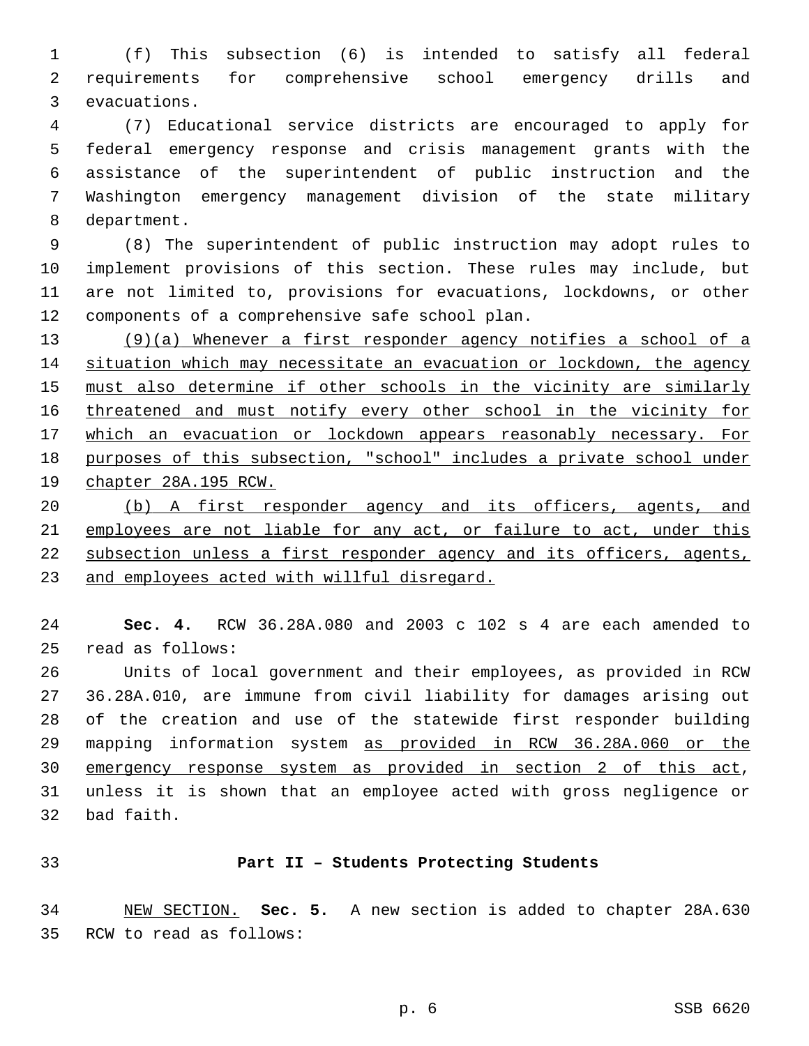(f) This subsection (6) is intended to satisfy all federal requirements for comprehensive school emergency drills and evacuations.

(7) Educational service districts are encouraged to apply for federal emergency response and crisis management grants with the assistance of the superintendent of public instruction and the Washington emergency management division of the state military department.

(8) The superintendent of public instruction may adopt rules to implement provisions of this section. These rules may include, but are not limited to, provisions for evacuations, lockdowns, or other components of a comprehensive safe school plan.

<u>(9)(a) Whenever a first responder agency notifies a school of a situation which may necessitate an evacuation or lockdown, the agency must also determine if other schools in the vicinity are similarly threatened and must notify every other school in the vicinity for which an evacuation or lockdown appears reasonably necessary. For purposes of this subsection, "school" includes a private school under chapter 28A.195 RCW.</u>

<u>(b) A first responder agency and its officers, agents, and employees are not liable for any act, or failure to act, under this subsection unless a first responder agency and its officers, agents, and employees acted with willful disregard.</u>

**Sec. 4.** RCW 36.28A.080 and 2003 c 102 s 4 are each amended to read as follows:

Units of local government and their employees, as provided in RCW 36.28A.010, are immune from civil liability for damages arising out of the creation and use of the statewide first responder building mapping information system <u>as provided in RCW 36.28A.060 or the emergency response system as provided in section 2 of this act</u>, unless it is shown that an employee acted with gross negligence or bad faith.

## Part II – Students Protecting Students

<u>NEW SECTION.</u> **Sec. 5.** A new section is added to chapter 28A.630 RCW to read as follows: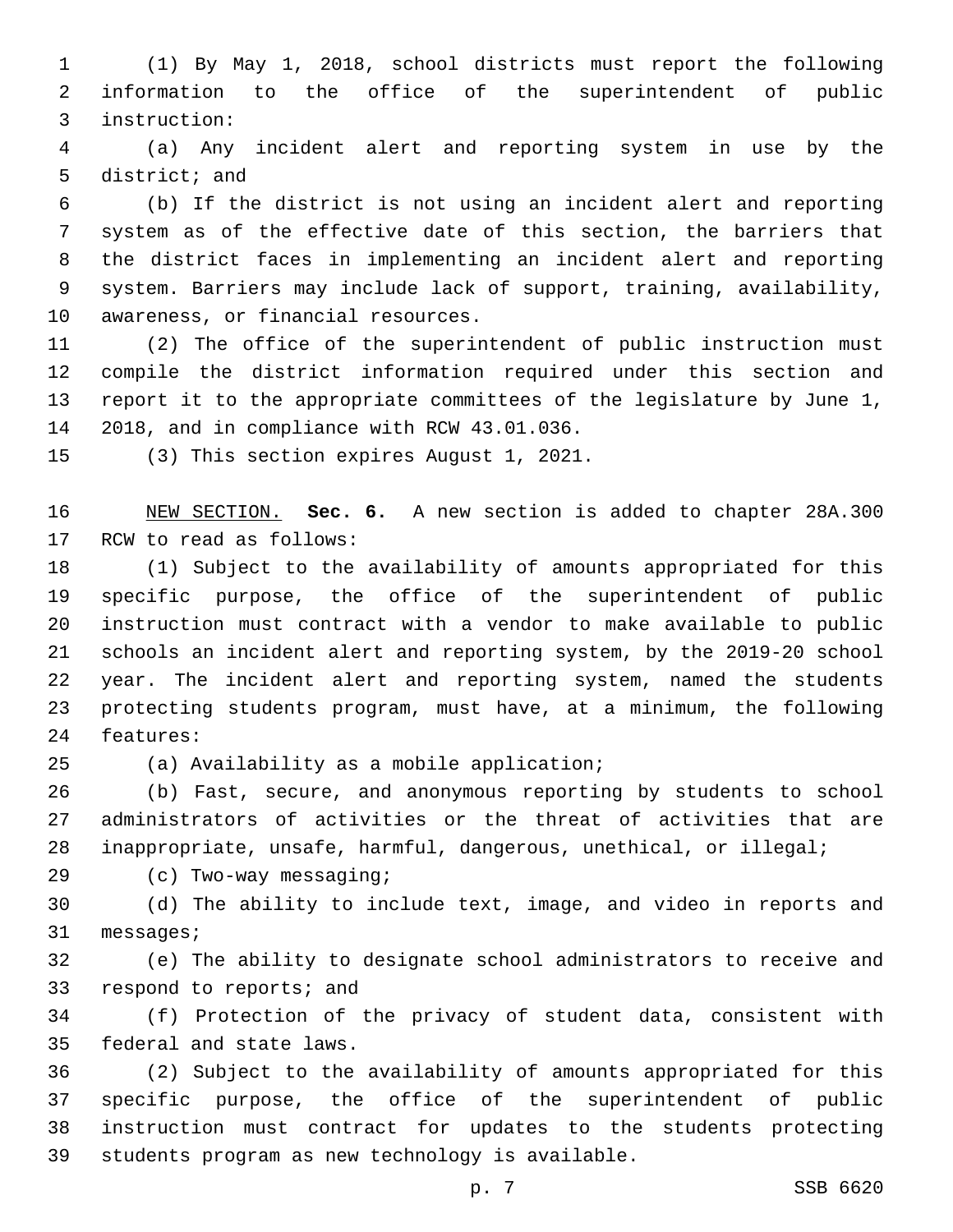(1) By May 1, 2018, school districts must report the following information to the office of the superintendent of public instruction:

(a) Any incident alert and reporting system in use by the district; and

(b) If the district is not using an incident alert and reporting system as of the effective date of this section, the barriers that the district faces in implementing an incident alert and reporting system. Barriers may include lack of support, training, availability, awareness, or financial resources.

(2) The office of the superintendent of public instruction must compile the district information required under this section and report it to the appropriate committees of the legislature by June 1, 2018, and in compliance with RCW 43.01.036.

(3) This section expires August 1, 2021.

NEW SECTION. **Sec. 6.** A new section is added to chapter 28A.300 RCW to read as follows:

(1) Subject to the availability of amounts appropriated for this specific purpose, the office of the superintendent of public instruction must contract with a vendor to make available to public schools an incident alert and reporting system, by the 2019-20 school year. The incident alert and reporting system, named the students protecting students program, must have, at a minimum, the following features:

(a) Availability as a mobile application;

(b) Fast, secure, and anonymous reporting by students to school administrators of activities or the threat of activities that are inappropriate, unsafe, harmful, dangerous, unethical, or illegal;

(c) Two-way messaging;

(d) The ability to include text, image, and video in reports and messages;

(e) The ability to designate school administrators to receive and respond to reports; and

(f) Protection of the privacy of student data, consistent with federal and state laws.

(2) Subject to the availability of amounts appropriated for this specific purpose, the office of the superintendent of public instruction must contract for updates to the students protecting students program as new technology is available.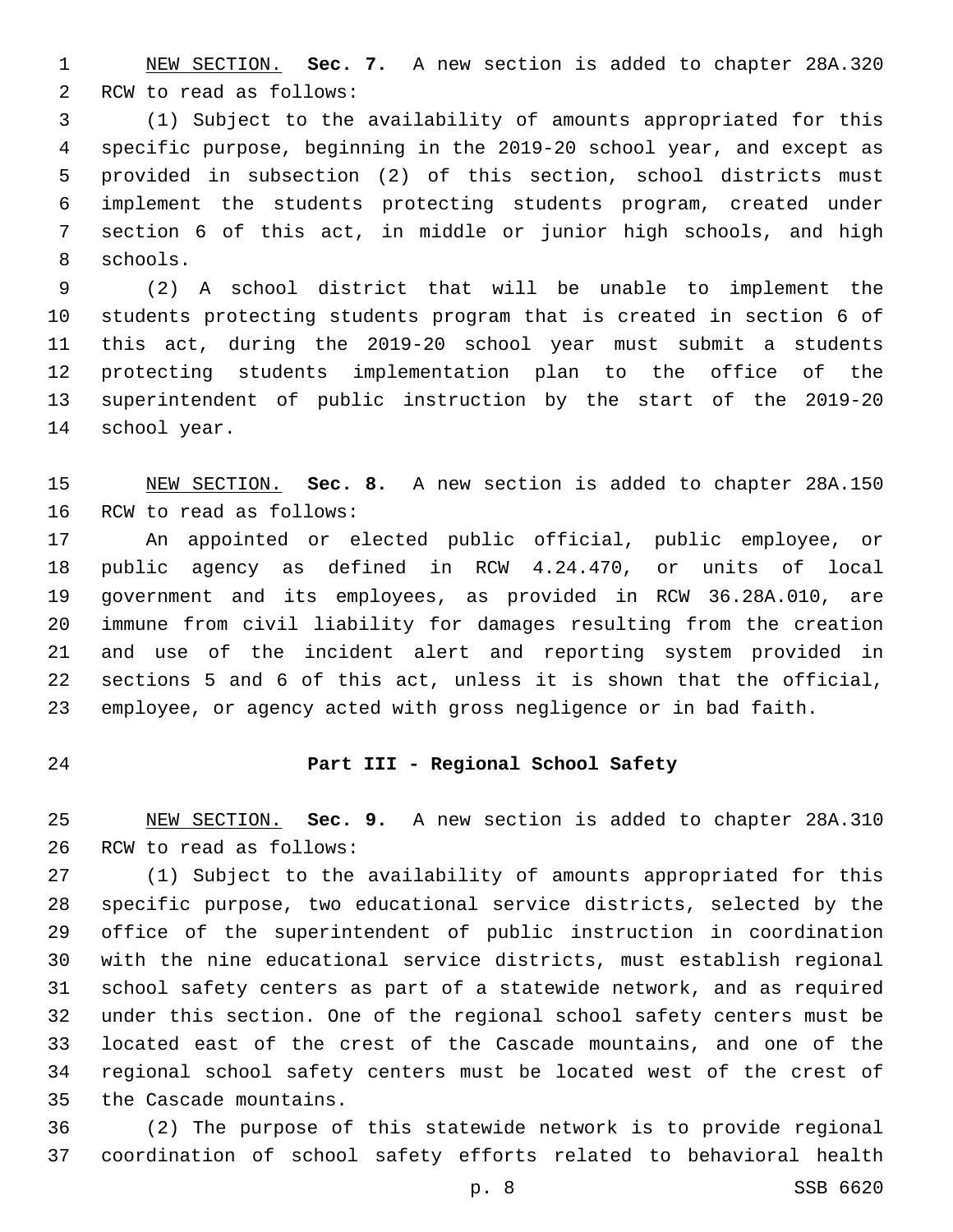NEW SECTION. **Sec. 7.** A new section is added to chapter 28A.320 RCW to read as follows:

(1) Subject to the availability of amounts appropriated for this specific purpose, beginning in the 2019-20 school year, and except as provided in subsection (2) of this section, school districts must implement the students protecting students program, created under section 6 of this act, in middle or junior high schools, and high schools.

(2) A school district that will be unable to implement the students protecting students program that is created in section 6 of this act, during the 2019-20 school year must submit a students protecting students implementation plan to the office of the superintendent of public instruction by the start of the 2019-20 school year.

NEW SECTION. **Sec. 8.** A new section is added to chapter 28A.150 RCW to read as follows:

An appointed or elected public official, public employee, or public agency as defined in RCW 4.24.470, or units of local government and its employees, as provided in RCW 36.28A.010, are immune from civil liability for damages resulting from the creation and use of the incident alert and reporting system provided in sections 5 and 6 of this act, unless it is shown that the official, employee, or agency acted with gross negligence or in bad faith.

**Part III - Regional School Safety**

NEW SECTION. **Sec. 9.** A new section is added to chapter 28A.310 RCW to read as follows:

(1) Subject to the availability of amounts appropriated for this specific purpose, two educational service districts, selected by the office of the superintendent of public instruction in coordination with the nine educational service districts, must establish regional school safety centers as part of a statewide network, and as required under this section. One of the regional school safety centers must be located east of the crest of the Cascade mountains, and one of the regional school safety centers must be located west of the crest of the Cascade mountains.

(2) The purpose of this statewide network is to provide regional coordination of school safety efforts related to behavioral health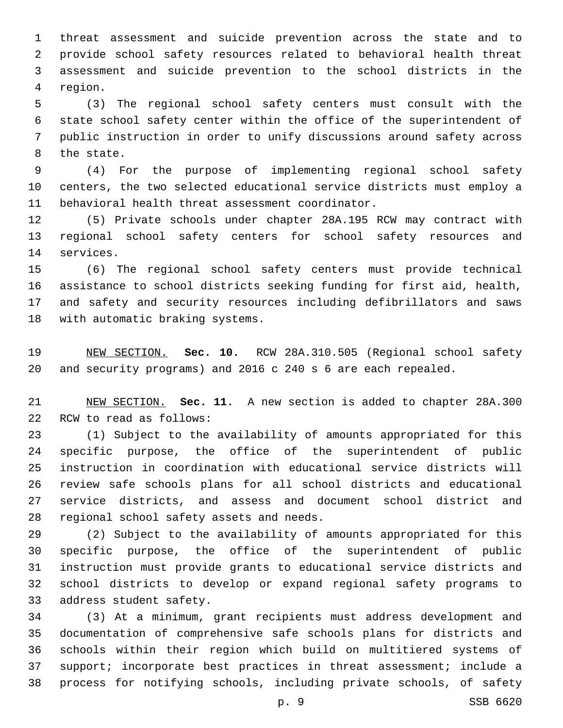threat assessment and suicide prevention across the state and to provide school safety resources related to behavioral health threat assessment and suicide prevention to the school districts in the region.

(3) The regional school safety centers must consult with the state school safety center within the office of the superintendent of public instruction in order to unify discussions around safety across the state.

(4) For the purpose of implementing regional school safety centers, the two selected educational service districts must employ a behavioral health threat assessment coordinator.

(5) Private schools under chapter 28A.195 RCW may contract with regional school safety centers for school safety resources and services.

(6) The regional school safety centers must provide technical assistance to school districts seeking funding for first aid, health, and safety and security resources including defibrillators and saws with automatic braking systems.

NEW SECTION. **Sec. 10.** RCW 28A.310.505 (Regional school safety and security programs) and 2016 c 240 s 6 are each repealed.

NEW SECTION. **Sec. 11.** A new section is added to chapter 28A.300 RCW to read as follows:

(1) Subject to the availability of amounts appropriated for this specific purpose, the office of the superintendent of public instruction in coordination with educational service districts will review safe schools plans for all school districts and educational service districts, and assess and document school district and regional school safety assets and needs.

(2) Subject to the availability of amounts appropriated for this specific purpose, the office of the superintendent of public instruction must provide grants to educational service districts and school districts to develop or expand regional safety programs to address student safety.

(3) At a minimum, grant recipients must address development and documentation of comprehensive safe schools plans for districts and schools within their region which build on multitiered systems of support; incorporate best practices in threat assessment; include a process for notifying schools, including private schools, of safety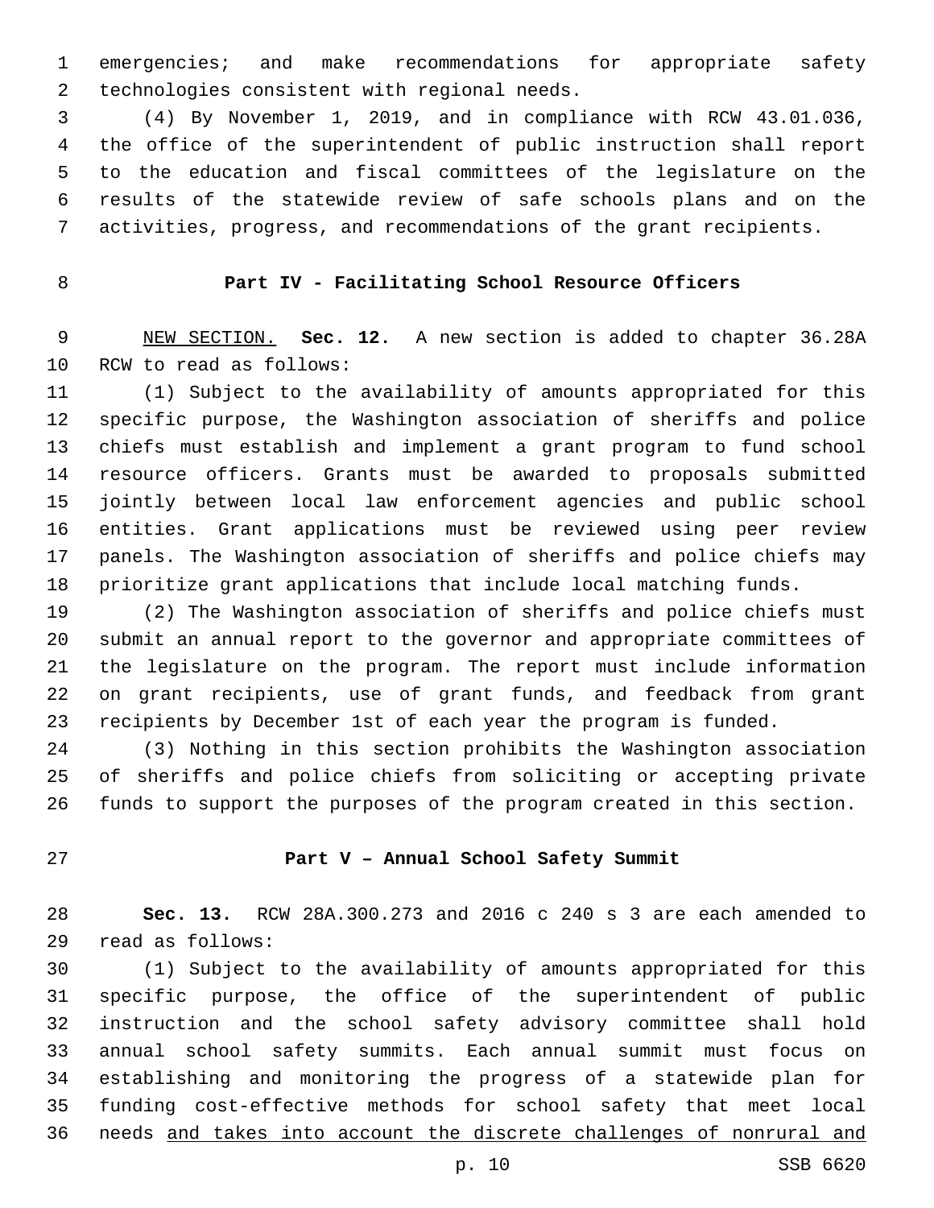emergencies; and make recommendations for appropriate safety technologies consistent with regional needs.

(4) By November 1, 2019, and in compliance with RCW 43.01.036, the office of the superintendent of public instruction shall report to the education and fiscal committees of the legislature on the results of the statewide review of safe schools plans and on the activities, progress, and recommendations of the grant recipients.

## Part IV - Facilitating School Resource Officers

NEW SECTION. **Sec. 12.** A new section is added to chapter 36.28A RCW to read as follows:

(1) Subject to the availability of amounts appropriated for this specific purpose, the Washington association of sheriffs and police chiefs must establish and implement a grant program to fund school resource officers. Grants must be awarded to proposals submitted jointly between local law enforcement agencies and public school entities. Grant applications must be reviewed using peer review panels. The Washington association of sheriffs and police chiefs may prioritize grant applications that include local matching funds.

(2) The Washington association of sheriffs and police chiefs must submit an annual report to the governor and appropriate committees of the legislature on the program. The report must include information on grant recipients, use of grant funds, and feedback from grant recipients by December 1st of each year the program is funded.

(3) Nothing in this section prohibits the Washington association of sheriffs and police chiefs from soliciting or accepting private funds to support the purposes of the program created in this section.

## Part V – Annual School Safety Summit

**Sec. 13.** RCW 28A.300.273 and 2016 c 240 s 3 are each amended to read as follows:

(1) Subject to the availability of amounts appropriated for this specific purpose, the office of the superintendent of public instruction and the school safety advisory committee shall hold annual school safety summits. Each annual summit must focus on establishing and monitoring the progress of a statewide plan for funding cost-effective methods for school safety that meet local needs <u>and takes into account the discrete challenges of nonrural and</u>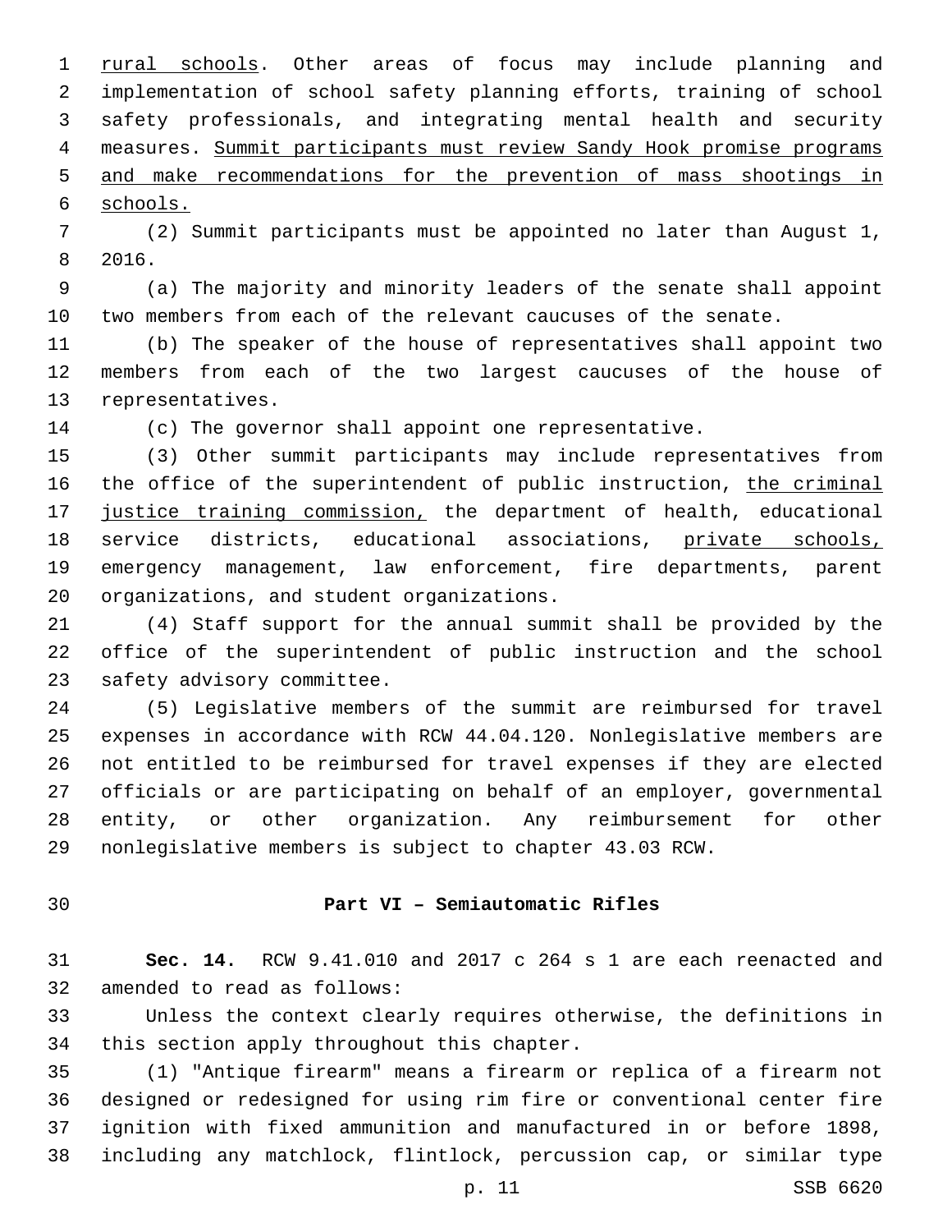rural schools. Other areas of focus may include planning and implementation of school safety planning efforts, training of school safety professionals, and integrating mental health and security measures. Summit participants must review Sandy Hook promise programs and make recommendations for the prevention of mass shootings in schools.

(2) Summit participants must be appointed no later than August 1, 2016.

(a) The majority and minority leaders of the senate shall appoint two members from each of the relevant caucuses of the senate.

(b) The speaker of the house of representatives shall appoint two members from each of the two largest caucuses of the house of representatives.

(c) The governor shall appoint one representative.

(3) Other summit participants may include representatives from the office of the superintendent of public instruction, the criminal justice training commission, the department of health, educational service districts, educational associations, private schools, emergency management, law enforcement, fire departments, parent organizations, and student organizations.

(4) Staff support for the annual summit shall be provided by the office of the superintendent of public instruction and the school safety advisory committee.

(5) Legislative members of the summit are reimbursed for travel expenses in accordance with RCW 44.04.120. Nonlegislative members are not entitled to be reimbursed for travel expenses if they are elected officials or are participating on behalf of an employer, governmental entity, or other organization. Any reimbursement for other nonlegislative members is subject to chapter 43.03 RCW.

## Part VI – Semiautomatic Rifles

**Sec. 14.** RCW 9.41.010 and 2017 c 264 s 1 are each reenacted and amended to read as follows:

Unless the context clearly requires otherwise, the definitions in this section apply throughout this chapter.

(1) "Antique firearm" means a firearm or replica of a firearm not designed or redesigned for using rim fire or conventional center fire ignition with fixed ammunition and manufactured in or before 1898, including any matchlock, flintlock, percussion cap, or similar type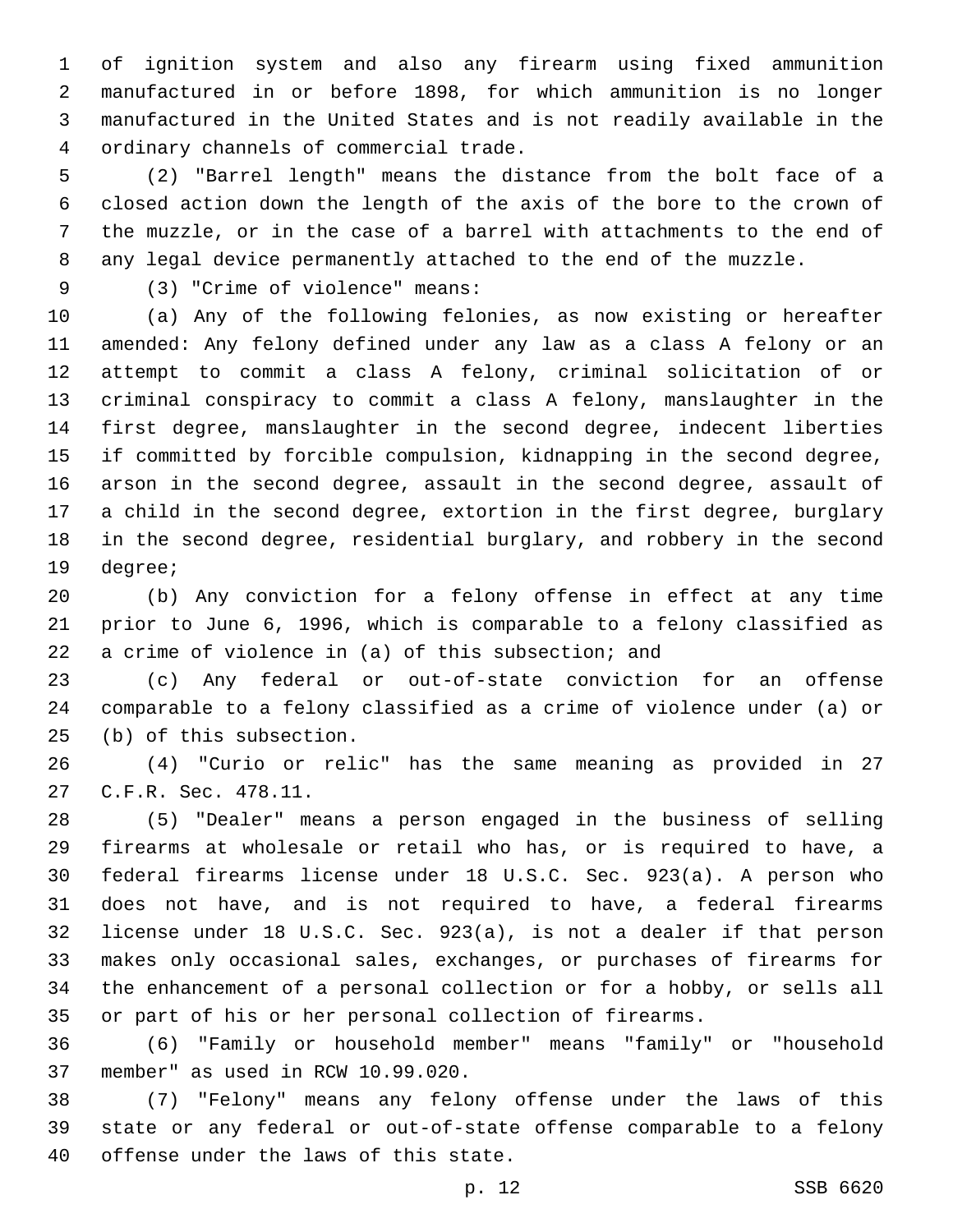of ignition system and also any firearm using fixed ammunition manufactured in or before 1898, for which ammunition is no longer manufactured in the United States and is not readily available in the ordinary channels of commercial trade.

(2) "Barrel length" means the distance from the bolt face of a closed action down the length of the axis of the bore to the crown of the muzzle, or in the case of a barrel with attachments to the end of any legal device permanently attached to the end of the muzzle.

(3) "Crime of violence" means:

(a) Any of the following felonies, as now existing or hereafter amended: Any felony defined under any law as a class A felony or an attempt to commit a class A felony, criminal solicitation of or criminal conspiracy to commit a class A felony, manslaughter in the first degree, manslaughter in the second degree, indecent liberties if committed by forcible compulsion, kidnapping in the second degree, arson in the second degree, assault in the second degree, assault of a child in the second degree, extortion in the first degree, burglary in the second degree, residential burglary, and robbery in the second degree;

(b) Any conviction for a felony offense in effect at any time prior to June 6, 1996, which is comparable to a felony classified as a crime of violence in (a) of this subsection; and

(c) Any federal or out-of-state conviction for an offense comparable to a felony classified as a crime of violence under (a) or (b) of this subsection.

(4) "Curio or relic" has the same meaning as provided in 27 C.F.R. Sec. 478.11.

(5) "Dealer" means a person engaged in the business of selling firearms at wholesale or retail who has, or is required to have, a federal firearms license under 18 U.S.C. Sec. 923(a). A person who does not have, and is not required to have, a federal firearms license under 18 U.S.C. Sec. 923(a), is not a dealer if that person makes only occasional sales, exchanges, or purchases of firearms for the enhancement of a personal collection or for a hobby, or sells all or part of his or her personal collection of firearms.

(6) "Family or household member" means "family" or "household member" as used in RCW 10.99.020.

(7) "Felony" means any felony offense under the laws of this state or any federal or out-of-state offense comparable to a felony offense under the laws of this state.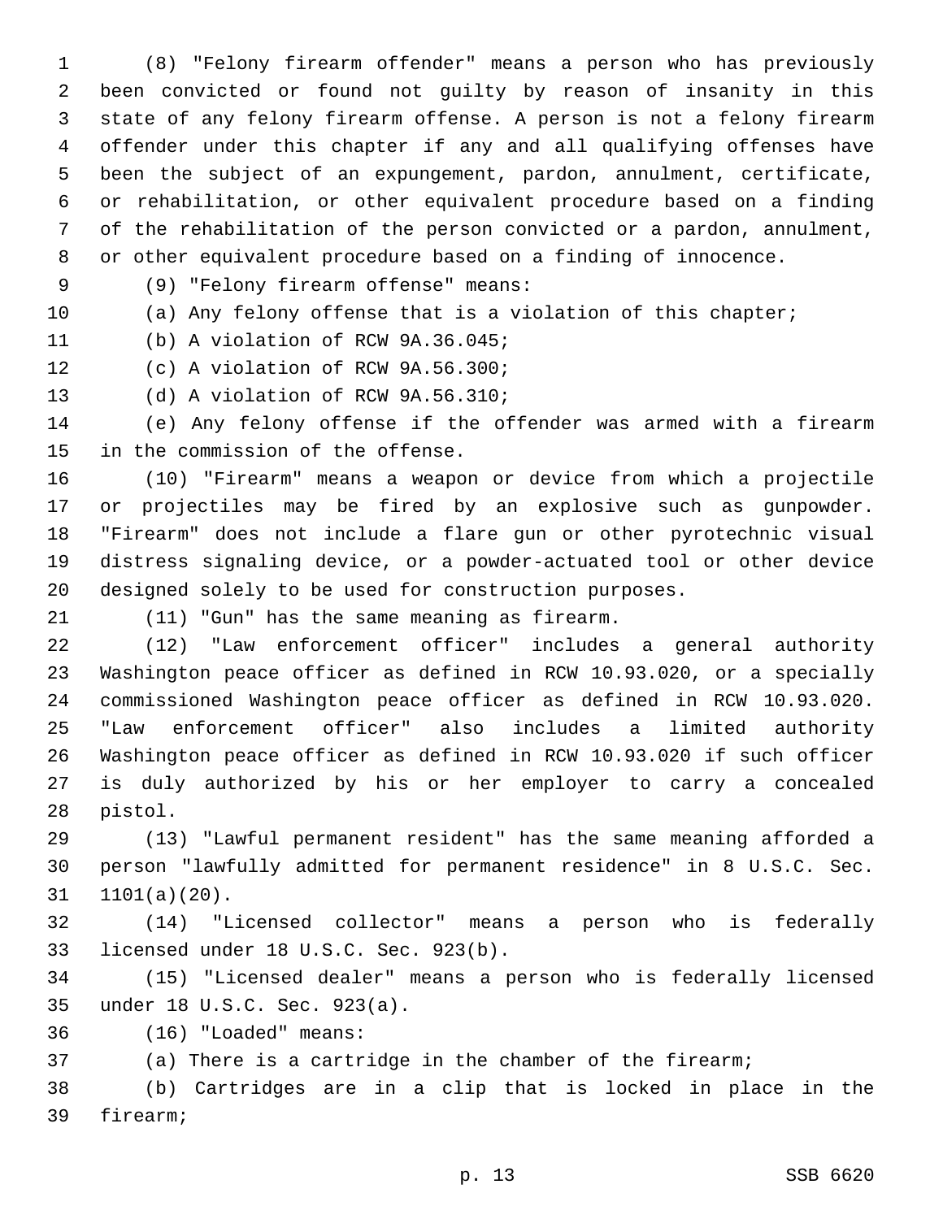(8) "Felony firearm offender" means a person who has previously been convicted or found not guilty by reason of insanity in this state of any felony firearm offense. A person is not a felony firearm offender under this chapter if any and all qualifying offenses have been the subject of an expungement, pardon, annulment, certificate, or rehabilitation, or other equivalent procedure based on a finding of the rehabilitation of the person convicted or a pardon, annulment, or other equivalent procedure based on a finding of innocence.

(9) "Felony firearm offense" means:

(a) Any felony offense that is a violation of this chapter;

(b) A violation of RCW 9A.36.045;

(c) A violation of RCW 9A.56.300;

(d) A violation of RCW 9A.56.310;

(e) Any felony offense if the offender was armed with a firearm in the commission of the offense.

(10) "Firearm" means a weapon or device from which a projectile or projectiles may be fired by an explosive such as gunpowder. "Firearm" does not include a flare gun or other pyrotechnic visual distress signaling device, or a powder-actuated tool or other device designed solely to be used for construction purposes.

(11) "Gun" has the same meaning as firearm.

(12) "Law enforcement officer" includes a general authority Washington peace officer as defined in RCW 10.93.020, or a specially commissioned Washington peace officer as defined in RCW 10.93.020. "Law enforcement officer" also includes a limited authority Washington peace officer as defined in RCW 10.93.020 if such officer is duly authorized by his or her employer to carry a concealed pistol.

(13) "Lawful permanent resident" has the same meaning afforded a person "lawfully admitted for permanent residence" in 8 U.S.C. Sec. 1101(a)(20).

(14) "Licensed collector" means a person who is federally licensed under 18 U.S.C. Sec. 923(b).

(15) "Licensed dealer" means a person who is federally licensed under 18 U.S.C. Sec. 923(a).

(16) "Loaded" means:

(a) There is a cartridge in the chamber of the firearm;

(b) Cartridges are in a clip that is locked in place in the firearm;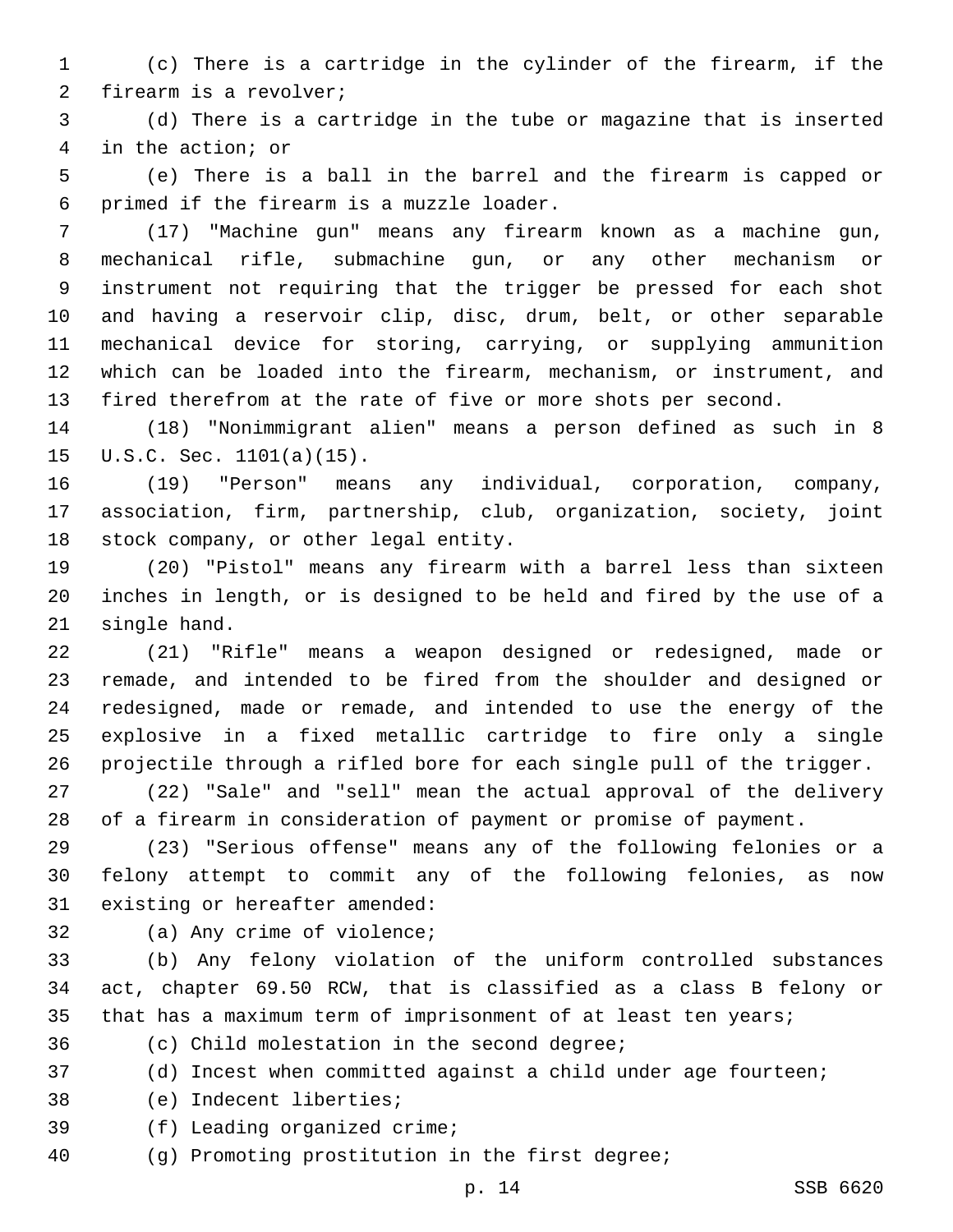(c) There is a cartridge in the cylinder of the firearm, if the firearm is a revolver;

(d) There is a cartridge in the tube or magazine that is inserted in the action; or

(e) There is a ball in the barrel and the firearm is capped or primed if the firearm is a muzzle loader.

(17) "Machine gun" means any firearm known as a machine gun, mechanical rifle, submachine gun, or any other mechanism or instrument not requiring that the trigger be pressed for each shot and having a reservoir clip, disc, drum, belt, or other separable mechanical device for storing, carrying, or supplying ammunition which can be loaded into the firearm, mechanism, or instrument, and fired therefrom at the rate of five or more shots per second.

(18) "Nonimmigrant alien" means a person defined as such in 8 U.S.C. Sec. 1101(a)(15).

(19) "Person" means any individual, corporation, company, association, firm, partnership, club, organization, society, joint stock company, or other legal entity.

(20) "Pistol" means any firearm with a barrel less than sixteen inches in length, or is designed to be held and fired by the use of a single hand.

(21) "Rifle" means a weapon designed or redesigned, made or remade, and intended to be fired from the shoulder and designed or redesigned, made or remade, and intended to use the energy of the explosive in a fixed metallic cartridge to fire only a single projectile through a rifled bore for each single pull of the trigger.

(22) "Sale" and "sell" mean the actual approval of the delivery of a firearm in consideration of payment or promise of payment.

(23) "Serious offense" means any of the following felonies or a felony attempt to commit any of the following felonies, as now existing or hereafter amended:

(a) Any crime of violence;

(b) Any felony violation of the uniform controlled substances act, chapter 69.50 RCW, that is classified as a class B felony or that has a maximum term of imprisonment of at least ten years;

(c) Child molestation in the second degree;

(d) Incest when committed against a child under age fourteen;

(e) Indecent liberties;

(f) Leading organized crime;

(g) Promoting prostitution in the first degree;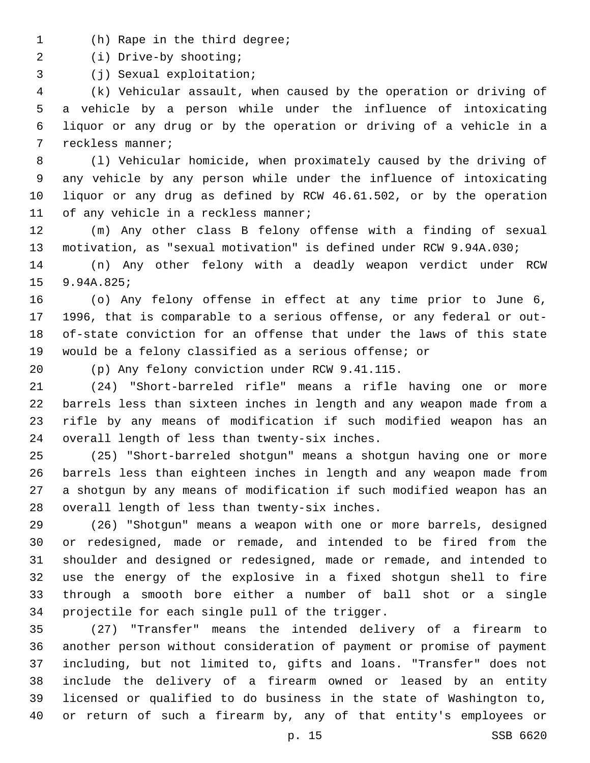(h) Rape in the third degree;

(i) Drive-by shooting;

(j) Sexual exploitation;

(k) Vehicular assault, when caused by the operation or driving of a vehicle by a person while under the influence of intoxicating liquor or any drug or by the operation or driving of a vehicle in a reckless manner;

(l) Vehicular homicide, when proximately caused by the driving of any vehicle by any person while under the influence of intoxicating liquor or any drug as defined by RCW 46.61.502, or by the operation of any vehicle in a reckless manner;

(m) Any other class B felony offense with a finding of sexual motivation, as "sexual motivation" is defined under RCW 9.94A.030;

(n) Any other felony with a deadly weapon verdict under RCW 9.94A.825;

(o) Any felony offense in effect at any time prior to June 6, 1996, that is comparable to a serious offense, or any federal or out-of-state conviction for an offense that under the laws of this state would be a felony classified as a serious offense; or

(p) Any felony conviction under RCW 9.41.115.

(24) "Short-barreled rifle" means a rifle having one or more barrels less than sixteen inches in length and any weapon made from a rifle by any means of modification if such modified weapon has an overall length of less than twenty-six inches.

(25) "Short-barreled shotgun" means a shotgun having one or more barrels less than eighteen inches in length and any weapon made from a shotgun by any means of modification if such modified weapon has an overall length of less than twenty-six inches.

(26) "Shotgun" means a weapon with one or more barrels, designed or redesigned, made or remade, and intended to be fired from the shoulder and designed or redesigned, made or remade, and intended to use the energy of the explosive in a fixed shotgun shell to fire through a smooth bore either a number of ball shot or a single projectile for each single pull of the trigger.

(27) "Transfer" means the intended delivery of a firearm to another person without consideration of payment or promise of payment including, but not limited to, gifts and loans. "Transfer" does not include the delivery of a firearm owned or leased by an entity licensed or qualified to do business in the state of Washington to, or return of such a firearm by, any of that entity's employees or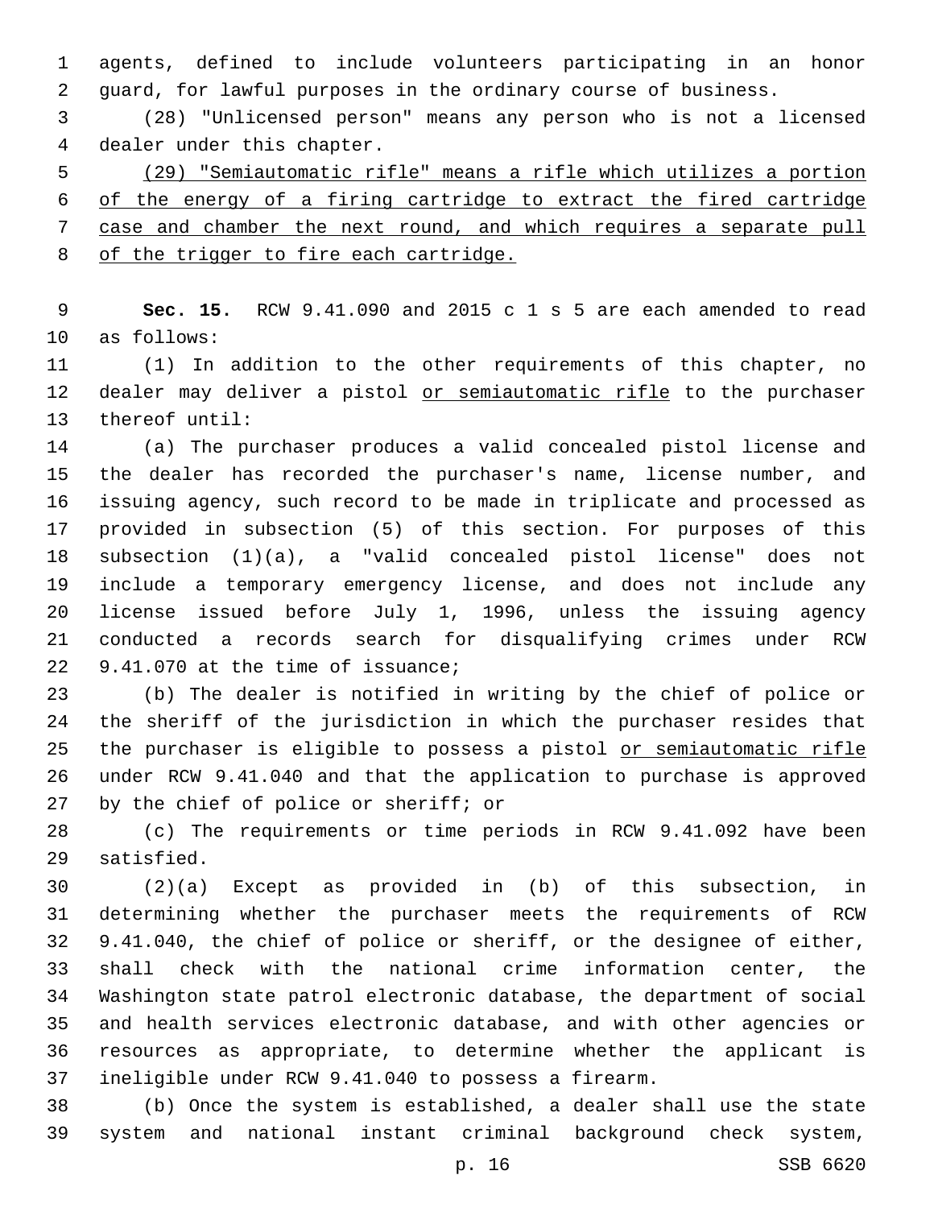agents, defined to include volunteers participating in an honor guard, for lawful purposes in the ordinary course of business.

(28) "Unlicensed person" means any person who is not a licensed dealer under this chapter.

<u>(29) "Semiautomatic rifle" means a rifle which utilizes a portion of the energy of a firing cartridge to extract the fired cartridge case and chamber the next round, and which requires a separate pull of the trigger to fire each cartridge.</u>

**Sec. 15.** RCW 9.41.090 and 2015 c 1 s 5 are each amended to read as follows:

(1) In addition to the other requirements of this chapter, no dealer may deliver a pistol <u>or semiautomatic rifle</u> to the purchaser thereof until:

(a) The purchaser produces a valid concealed pistol license and the dealer has recorded the purchaser's name, license number, and issuing agency, such record to be made in triplicate and processed as provided in subsection (5) of this section. For purposes of this subsection (1)(a), a "valid concealed pistol license" does not include a temporary emergency license, and does not include any license issued before July 1, 1996, unless the issuing agency conducted a records search for disqualifying crimes under RCW 9.41.070 at the time of issuance;

(b) The dealer is notified in writing by the chief of police or the sheriff of the jurisdiction in which the purchaser resides that the purchaser is eligible to possess a pistol <u>or semiautomatic rifle</u> under RCW 9.41.040 and that the application to purchase is approved by the chief of police or sheriff; or

(c) The requirements or time periods in RCW 9.41.092 have been satisfied.

(2)(a) Except as provided in (b) of this subsection, in determining whether the purchaser meets the requirements of RCW 9.41.040, the chief of police or sheriff, or the designee of either, shall check with the national crime information center, the Washington state patrol electronic database, the department of social and health services electronic database, and with other agencies or resources as appropriate, to determine whether the applicant is ineligible under RCW 9.41.040 to possess a firearm.

(b) Once the system is established, a dealer shall use the state system and national instant criminal background check system,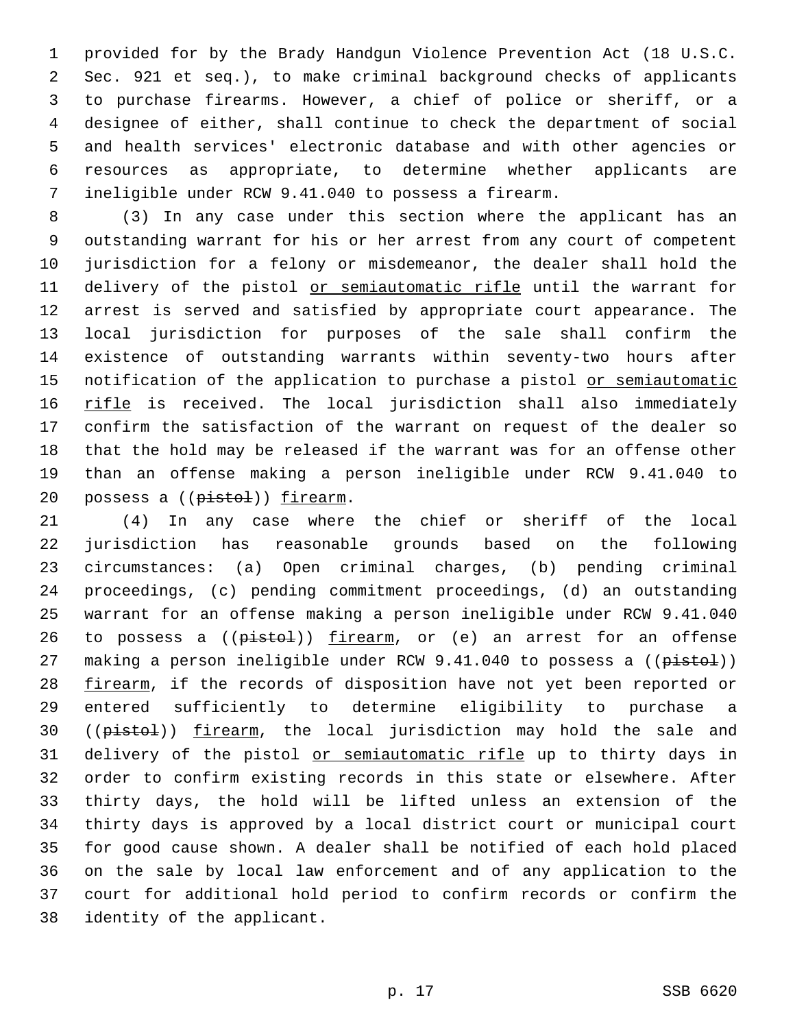provided for by the Brady Handgun Violence Prevention Act (18 U.S.C. Sec. 921 et seq.), to make criminal background checks of applicants to purchase firearms. However, a chief of police or sheriff, or a designee of either, shall continue to check the department of social and health services' electronic database and with other agencies or resources as appropriate, to determine whether applicants are ineligible under RCW 9.41.040 to possess a firearm.

(3) In any case under this section where the applicant has an outstanding warrant for his or her arrest from any court of competent jurisdiction for a felony or misdemeanor, the dealer shall hold the delivery of the pistol <u>or semiautomatic rifle</u> until the warrant for arrest is served and satisfied by appropriate court appearance. The local jurisdiction for purposes of the sale shall confirm the existence of outstanding warrants within seventy-two hours after notification of the application to purchase a pistol <u>or semiautomatic rifle</u> is received. The local jurisdiction shall also immediately confirm the satisfaction of the warrant on request of the dealer so that the hold may be released if the warrant was for an offense other than an offense making a person ineligible under RCW 9.41.040 to possess a ((~~pistol~~)) <u>firearm</u>.

(4) In any case where the chief or sheriff of the local jurisdiction has reasonable grounds based on the following circumstances: (a) Open criminal charges, (b) pending criminal proceedings, (c) pending commitment proceedings, (d) an outstanding warrant for an offense making a person ineligible under RCW 9.41.040 to possess a ((~~pistol~~)) <u>firearm</u>, or (e) an arrest for an offense making a person ineligible under RCW 9.41.040 to possess a ((~~pistol~~)) <u>firearm</u>, if the records of disposition have not yet been reported or entered sufficiently to determine eligibility to purchase a ((~~pistol~~)) <u>firearm</u>, the local jurisdiction may hold the sale and delivery of the pistol <u>or semiautomatic rifle</u> up to thirty days in order to confirm existing records in this state or elsewhere. After thirty days, the hold will be lifted unless an extension of the thirty days is approved by a local district court or municipal court for good cause shown. A dealer shall be notified of each hold placed on the sale by local law enforcement and of any application to the court for additional hold period to confirm records or confirm the identity of the applicant.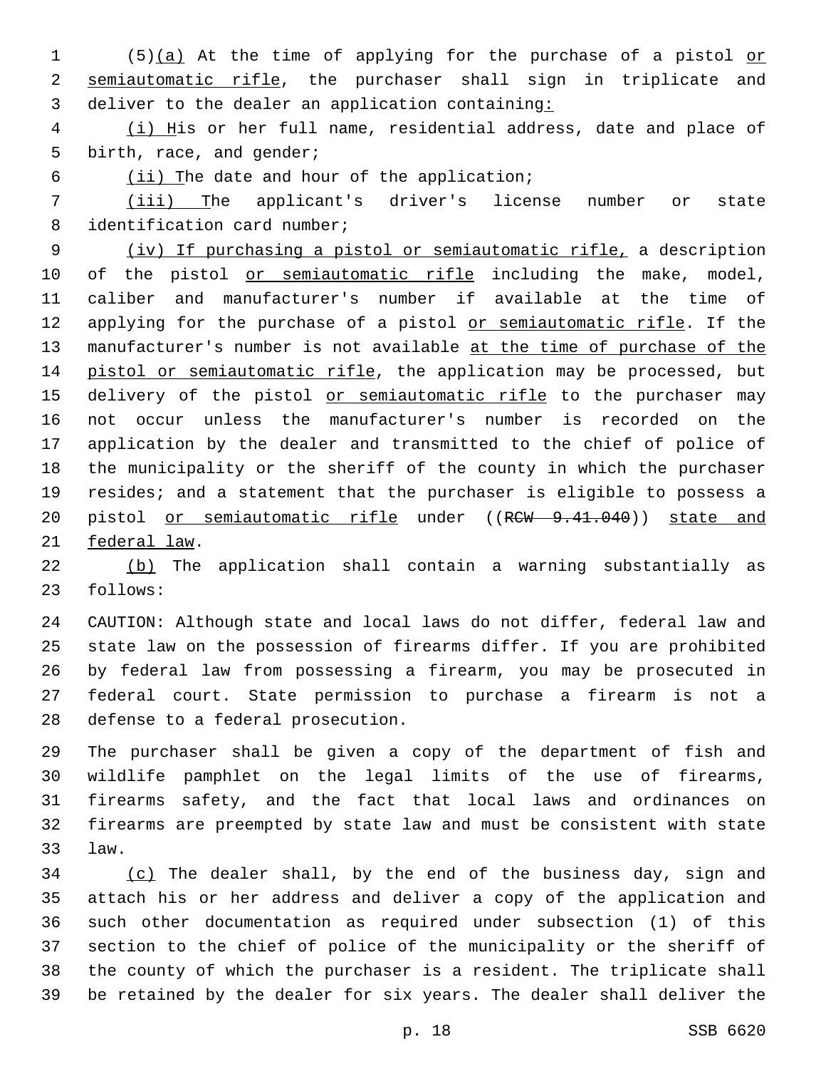(5)(a) At the time of applying for the purchase of a pistol or semiautomatic rifle, the purchaser shall sign in triplicate and deliver to the dealer an application containing:

(i) His or her full name, residential address, date and place of birth, race, and gender;

(ii) The date and hour of the application;

(iii) The applicant's driver's license number or state identification card number;

(iv) If purchasing a pistol or semiautomatic rifle, a description of the pistol or semiautomatic rifle including the make, model, caliber and manufacturer's number if available at the time of applying for the purchase of a pistol or semiautomatic rifle. If the manufacturer's number is not available at the time of purchase of the pistol or semiautomatic rifle, the application may be processed, but delivery of the pistol or semiautomatic rifle to the purchaser may not occur unless the manufacturer's number is recorded on the application by the dealer and transmitted to the chief of police of the municipality or the sheriff of the county in which the purchaser resides; and a statement that the purchaser is eligible to possess a pistol or semiautomatic rifle under ((~~RCW 9.41.040~~)) state and federal law.

(b) The application shall contain a warning substantially as follows:

CAUTION: Although state and local laws do not differ, federal law and state law on the possession of firearms differ. If you are prohibited by federal law from possessing a firearm, you may be prosecuted in federal court. State permission to purchase a firearm is not a defense to a federal prosecution.

The purchaser shall be given a copy of the department of fish and wildlife pamphlet on the legal limits of the use of firearms, firearms safety, and the fact that local laws and ordinances on firearms are preempted by state law and must be consistent with state law.

(c) The dealer shall, by the end of the business day, sign and attach his or her address and deliver a copy of the application and such other documentation as required under subsection (1) of this section to the chief of police of the municipality or the sheriff of the county of which the purchaser is a resident. The triplicate shall be retained by the dealer for six years. The dealer shall deliver the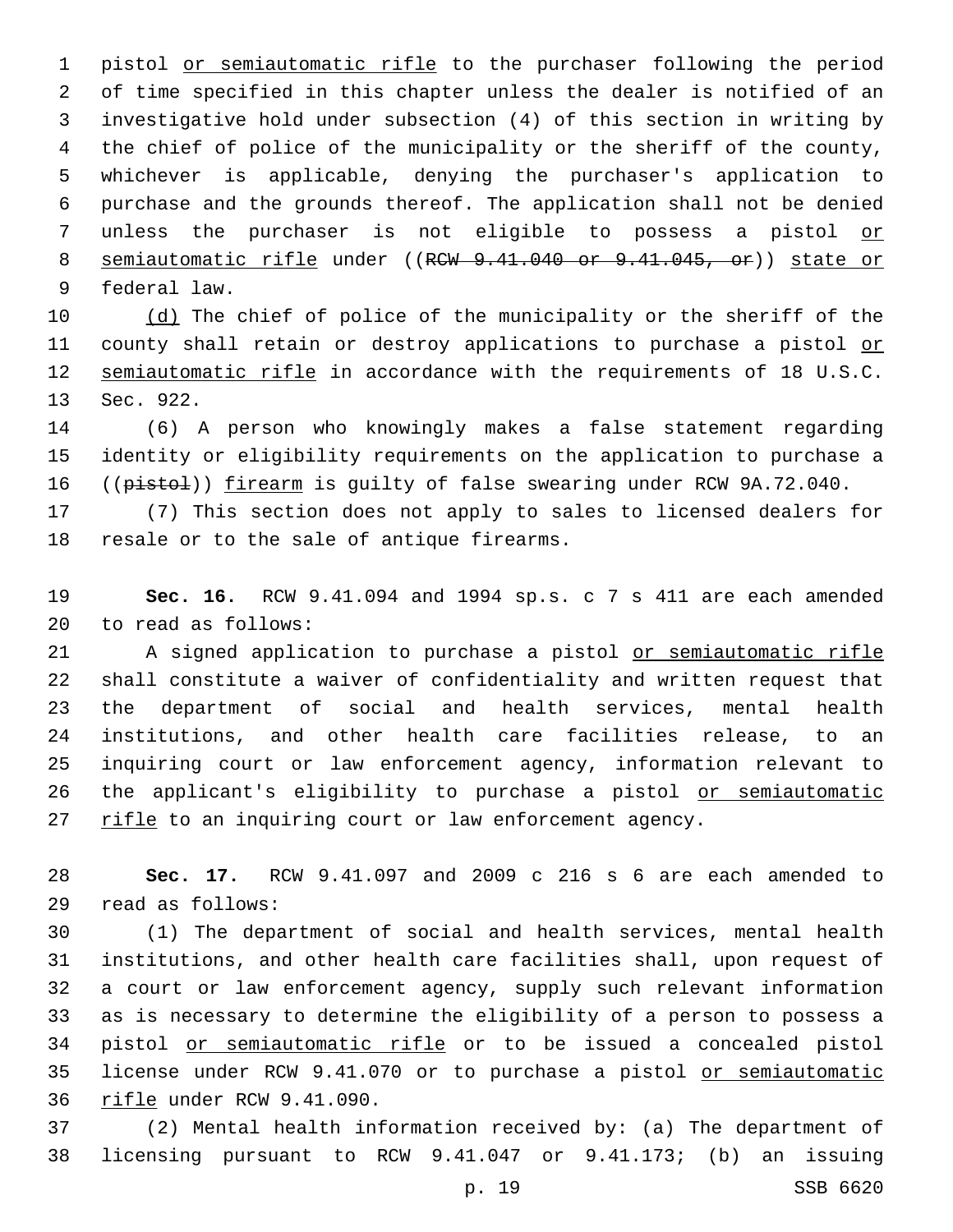pistol <u>or semiautomatic rifle</u> to the purchaser following the period of time specified in this chapter unless the dealer is notified of an investigative hold under subsection (4) of this section in writing by the chief of police of the municipality or the sheriff of the county, whichever is applicable, denying the purchaser's application to purchase and the grounds thereof. The application shall not be denied unless the purchaser is not eligible to possess a pistol <u>or semiautomatic rifle</u> under ((~~RCW 9.41.040 or 9.41.045, or~~)) <u>state or</u> federal law.

<u>(d)</u> The chief of police of the municipality or the sheriff of the county shall retain or destroy applications to purchase a pistol <u>or semiautomatic rifle</u> in accordance with the requirements of 18 U.S.C. Sec. 922.

(6) A person who knowingly makes a false statement regarding identity or eligibility requirements on the application to purchase a ((~~pistol~~)) <u>firearm</u> is guilty of false swearing under RCW 9A.72.040.

(7) This section does not apply to sales to licensed dealers for resale or to the sale of antique firearms.

**Sec. 16.** RCW 9.41.094 and 1994 sp.s. c 7 s 411 are each amended to read as follows:

A signed application to purchase a pistol <u>or semiautomatic rifle</u> shall constitute a waiver of confidentiality and written request that the department of social and health services, mental health institutions, and other health care facilities release, to an inquiring court or law enforcement agency, information relevant to the applicant's eligibility to purchase a pistol <u>or semiautomatic rifle</u> to an inquiring court or law enforcement agency.

**Sec. 17.** RCW 9.41.097 and 2009 c 216 s 6 are each amended to read as follows:

(1) The department of social and health services, mental health institutions, and other health care facilities shall, upon request of a court or law enforcement agency, supply such relevant information as is necessary to determine the eligibility of a person to possess a pistol <u>or semiautomatic rifle</u> or to be issued a concealed pistol license under RCW 9.41.070 or to purchase a pistol <u>or semiautomatic rifle</u> under RCW 9.41.090.

(2) Mental health information received by: (a) The department of licensing pursuant to RCW 9.41.047 or 9.41.173; (b) an issuing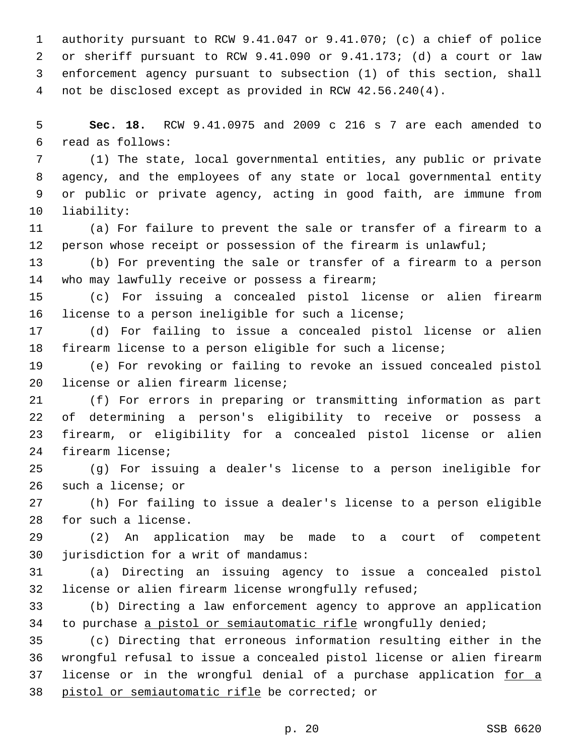authority pursuant to RCW 9.41.047 or 9.41.070; (c) a chief of police or sheriff pursuant to RCW 9.41.090 or 9.41.173; (d) a court or law enforcement agency pursuant to subsection (1) of this section, shall not be disclosed except as provided in RCW 42.56.240(4).

**Sec. 18.** RCW 9.41.0975 and 2009 c 216 s 7 are each amended to read as follows:

(1) The state, local governmental entities, any public or private agency, and the employees of any state or local governmental entity or public or private agency, acting in good faith, are immune from liability:

(a) For failure to prevent the sale or transfer of a firearm to a person whose receipt or possession of the firearm is unlawful;

(b) For preventing the sale or transfer of a firearm to a person who may lawfully receive or possess a firearm;

(c) For issuing a concealed pistol license or alien firearm license to a person ineligible for such a license;

(d) For failing to issue a concealed pistol license or alien firearm license to a person eligible for such a license;

(e) For revoking or failing to revoke an issued concealed pistol license or alien firearm license;

(f) For errors in preparing or transmitting information as part of determining a person's eligibility to receive or possess a firearm, or eligibility for a concealed pistol license or alien firearm license;

(g) For issuing a dealer's license to a person ineligible for such a license; or

(h) For failing to issue a dealer's license to a person eligible for such a license.

(2) An application may be made to a court of competent jurisdiction for a writ of mandamus:

(a) Directing an issuing agency to issue a concealed pistol license or alien firearm license wrongfully refused;

(b) Directing a law enforcement agency to approve an application to purchase <u>a pistol or semiautomatic rifle</u> wrongfully denied;

(c) Directing that erroneous information resulting either in the wrongful refusal to issue a concealed pistol license or alien firearm license or in the wrongful denial of a purchase application <u>for a pistol or semiautomatic rifle</u> be corrected; or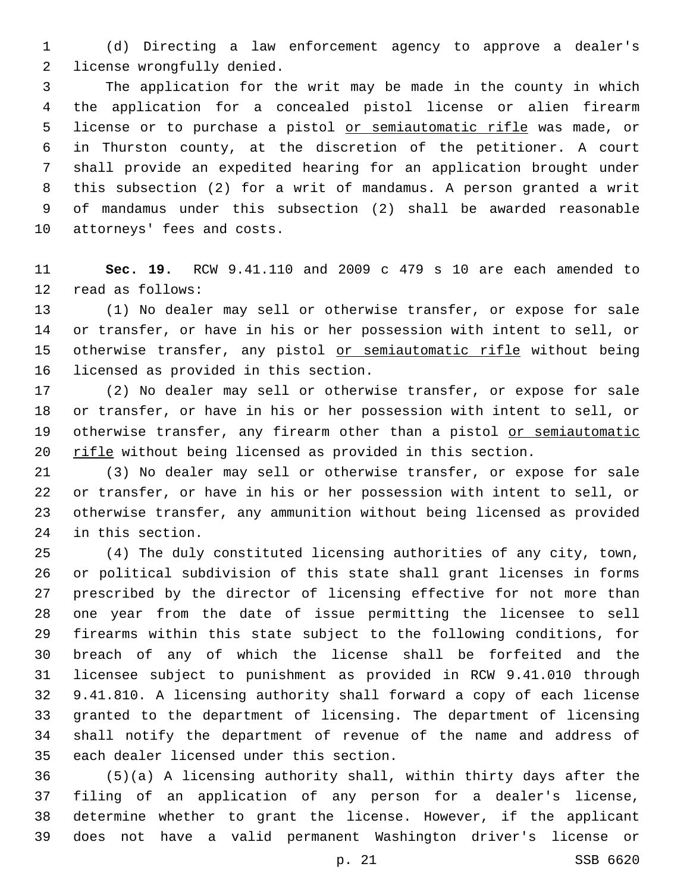(d) Directing a law enforcement agency to approve a dealer's license wrongfully denied.

The application for the writ may be made in the county in which the application for a concealed pistol license or alien firearm license or to purchase a pistol <u>or semiautomatic rifle</u> was made, or in Thurston county, at the discretion of the petitioner. A court shall provide an expedited hearing for an application brought under this subsection (2) for a writ of mandamus. A person granted a writ of mandamus under this subsection (2) shall be awarded reasonable attorneys' fees and costs.

**Sec. 19.** RCW 9.41.110 and 2009 c 479 s 10 are each amended to read as follows:

(1) No dealer may sell or otherwise transfer, or expose for sale or transfer, or have in his or her possession with intent to sell, or otherwise transfer, any pistol <u>or semiautomatic rifle</u> without being licensed as provided in this section.

(2) No dealer may sell or otherwise transfer, or expose for sale or transfer, or have in his or her possession with intent to sell, or otherwise transfer, any firearm other than a pistol <u>or semiautomatic rifle</u> without being licensed as provided in this section.

(3) No dealer may sell or otherwise transfer, or expose for sale or transfer, or have in his or her possession with intent to sell, or otherwise transfer, any ammunition without being licensed as provided in this section.

(4) The duly constituted licensing authorities of any city, town, or political subdivision of this state shall grant licenses in forms prescribed by the director of licensing effective for not more than one year from the date of issue permitting the licensee to sell firearms within this state subject to the following conditions, for breach of any of which the license shall be forfeited and the licensee subject to punishment as provided in RCW 9.41.010 through 9.41.810. A licensing authority shall forward a copy of each license granted to the department of licensing. The department of licensing shall notify the department of revenue of the name and address of each dealer licensed under this section.

(5)(a) A licensing authority shall, within thirty days after the filing of an application of any person for a dealer's license, determine whether to grant the license. However, if the applicant does not have a valid permanent Washington driver's license or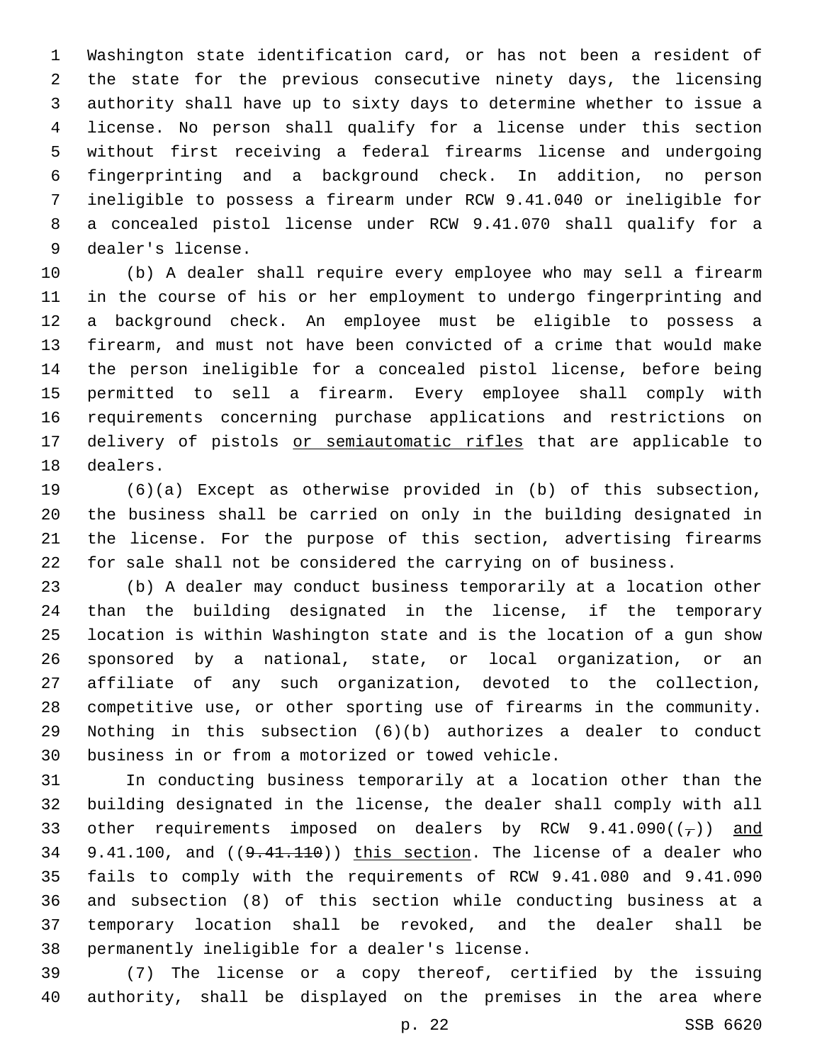Washington state identification card, or has not been a resident of the state for the previous consecutive ninety days, the licensing authority shall have up to sixty days to determine whether to issue a license. No person shall qualify for a license under this section without first receiving a federal firearms license and undergoing fingerprinting and a background check. In addition, no person ineligible to possess a firearm under RCW 9.41.040 or ineligible for a concealed pistol license under RCW 9.41.070 shall qualify for a dealer's license.

(b) A dealer shall require every employee who may sell a firearm in the course of his or her employment to undergo fingerprinting and a background check. An employee must be eligible to possess a firearm, and must not have been convicted of a crime that would make the person ineligible for a concealed pistol license, before being permitted to sell a firearm. Every employee shall comply with requirements concerning purchase applications and restrictions on delivery of pistols <u>or semiautomatic rifles</u> that are applicable to dealers.

(6)(a) Except as otherwise provided in (b) of this subsection, the business shall be carried on only in the building designated in the license. For the purpose of this section, advertising firearms for sale shall not be considered the carrying on of business.

(b) A dealer may conduct business temporarily at a location other than the building designated in the license, if the temporary location is within Washington state and is the location of a gun show sponsored by a national, state, or local organization, or an affiliate of any such organization, devoted to the collection, competitive use, or other sporting use of firearms in the community. Nothing in this subsection (6)(b) authorizes a dealer to conduct business in or from a motorized or towed vehicle.

In conducting business temporarily at a location other than the building designated in the license, the dealer shall comply with all other requirements imposed on dealers by RCW 9.41.090((~~,~~)) <u>and</u> 9.41.100, and ((~~9.41.110~~)) <u>this section</u>. The license of a dealer who fails to comply with the requirements of RCW 9.41.080 and 9.41.090 and subsection (8) of this section while conducting business at a temporary location shall be revoked, and the dealer shall be permanently ineligible for a dealer's license.

(7) The license or a copy thereof, certified by the issuing authority, shall be displayed on the premises in the area where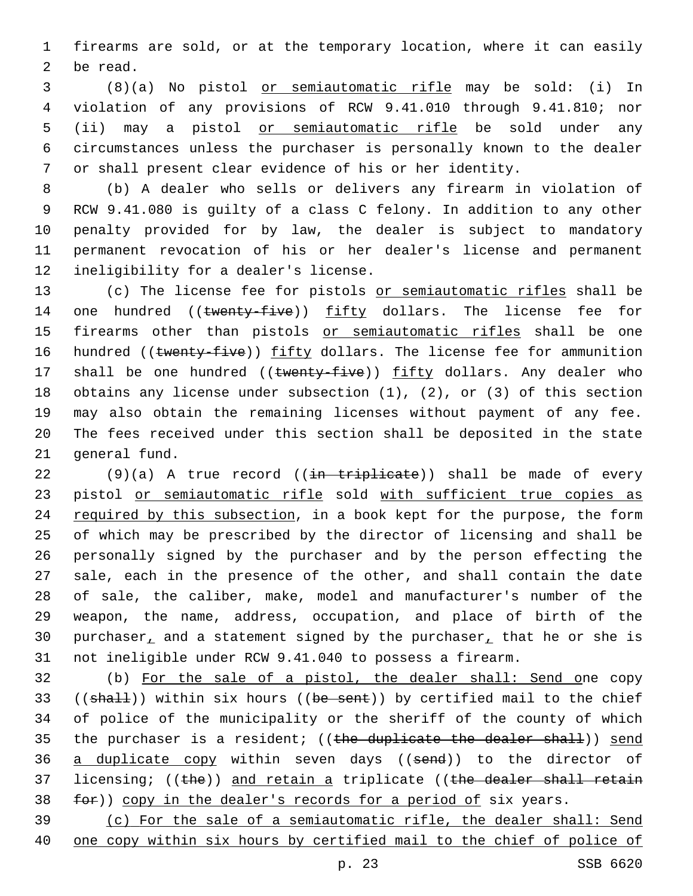firearms are sold, or at the temporary location, where it can easily be read.

(8)(a) No pistol or semiautomatic rifle may be sold: (i) In violation of any provisions of RCW 9.41.010 through 9.41.810; nor (ii) may a pistol or semiautomatic rifle be sold under any circumstances unless the purchaser is personally known to the dealer or shall present clear evidence of his or her identity.

(b) A dealer who sells or delivers any firearm in violation of RCW 9.41.080 is guilty of a class C felony. In addition to any other penalty provided for by law, the dealer is subject to mandatory permanent revocation of his or her dealer's license and permanent ineligibility for a dealer's license.

(c) The license fee for pistols or semiautomatic rifles shall be one hundred ((twenty-five)) fifty dollars. The license fee for firearms other than pistols or semiautomatic rifles shall be one hundred ((twenty-five)) fifty dollars. The license fee for ammunition shall be one hundred ((twenty-five)) fifty dollars. Any dealer who obtains any license under subsection (1), (2), or (3) of this section may also obtain the remaining licenses without payment of any fee. The fees received under this section shall be deposited in the state general fund.

(9)(a) A true record ((in triplicate)) shall be made of every pistol or semiautomatic rifle sold with sufficient true copies as required by this subsection, in a book kept for the purpose, the form of which may be prescribed by the director of licensing and shall be personally signed by the purchaser and by the person effecting the sale, each in the presence of the other, and shall contain the date of sale, the caliber, make, model and manufacturer's number of the weapon, the name, address, occupation, and place of birth of the purchaser, and a statement signed by the purchaser, that he or she is not ineligible under RCW 9.41.040 to possess a firearm.

(b) For the sale of a pistol, the dealer shall: Send one copy ((shall)) within six hours ((be sent)) by certified mail to the chief of police of the municipality or the sheriff of the county of which the purchaser is a resident; ((the duplicate the dealer shall)) send a duplicate copy within seven days ((send)) to the director of licensing; ((the)) and retain a triplicate ((the dealer shall retain for)) copy in the dealer's records for a period of six years.

(c) For the sale of a semiautomatic rifle, the dealer shall: Send one copy within six hours by certified mail to the chief of police of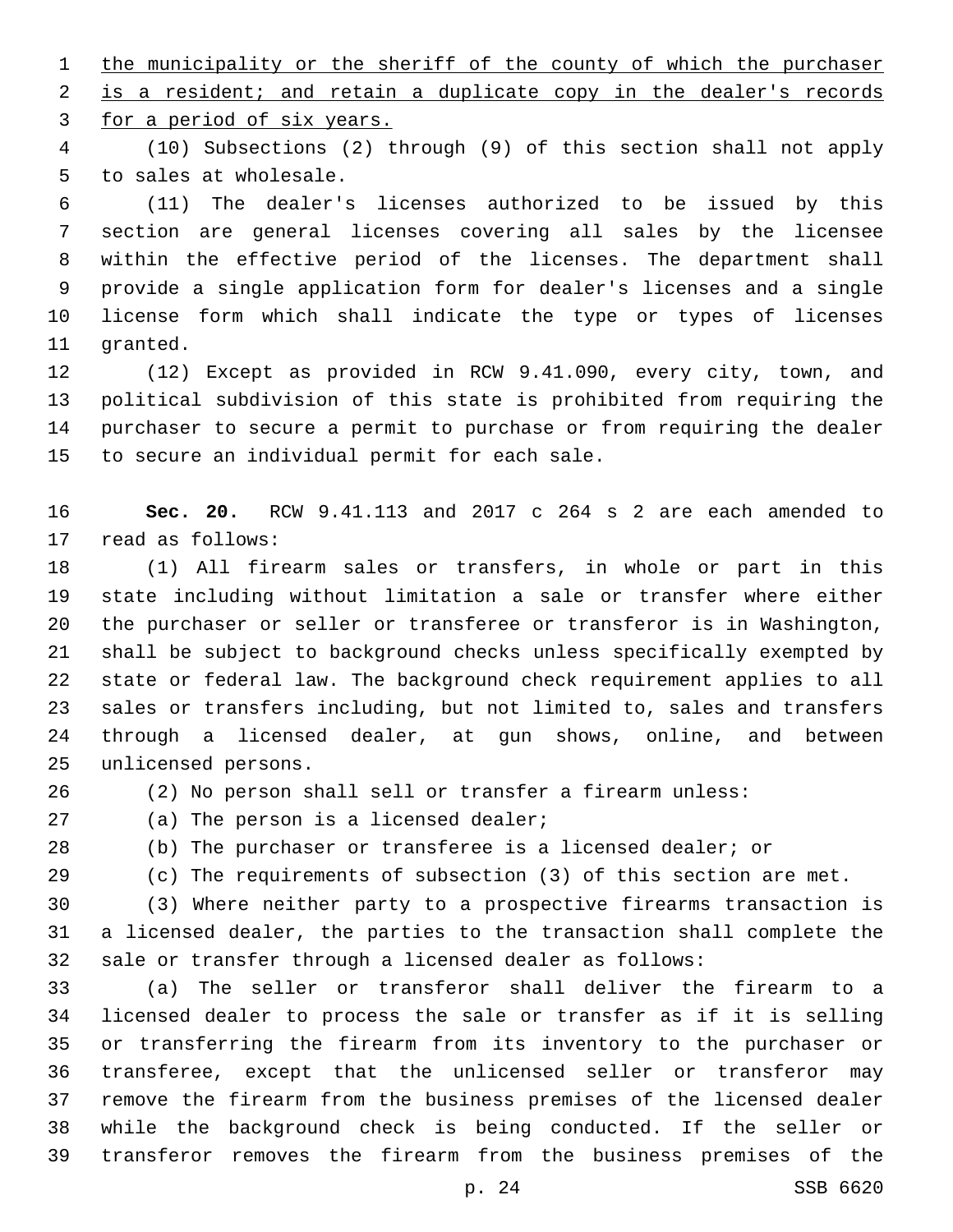the municipality or the sheriff of the county of which the purchaser is a resident; and retain a duplicate copy in the dealer's records for a period of six years.

(10) Subsections (2) through (9) of this section shall not apply to sales at wholesale.

(11) The dealer's licenses authorized to be issued by this section are general licenses covering all sales by the licensee within the effective period of the licenses. The department shall provide a single application form for dealer's licenses and a single license form which shall indicate the type or types of licenses granted.

(12) Except as provided in RCW 9.41.090, every city, town, and political subdivision of this state is prohibited from requiring the purchaser to secure a permit to purchase or from requiring the dealer to secure an individual permit for each sale.

**Sec. 20.** RCW 9.41.113 and 2017 c 264 s 2 are each amended to read as follows:

(1) All firearm sales or transfers, in whole or part in this state including without limitation a sale or transfer where either the purchaser or seller or transferee or transferor is in Washington, shall be subject to background checks unless specifically exempted by state or federal law. The background check requirement applies to all sales or transfers including, but not limited to, sales and transfers through a licensed dealer, at gun shows, online, and between unlicensed persons.

(2) No person shall sell or transfer a firearm unless:

(a) The person is a licensed dealer;

(b) The purchaser or transferee is a licensed dealer; or

(c) The requirements of subsection (3) of this section are met.

(3) Where neither party to a prospective firearms transaction is a licensed dealer, the parties to the transaction shall complete the sale or transfer through a licensed dealer as follows:

(a) The seller or transferor shall deliver the firearm to a licensed dealer to process the sale or transfer as if it is selling or transferring the firearm from its inventory to the purchaser or transferee, except that the unlicensed seller or transferor may remove the firearm from the business premises of the licensed dealer while the background check is being conducted. If the seller or transferor removes the firearm from the business premises of the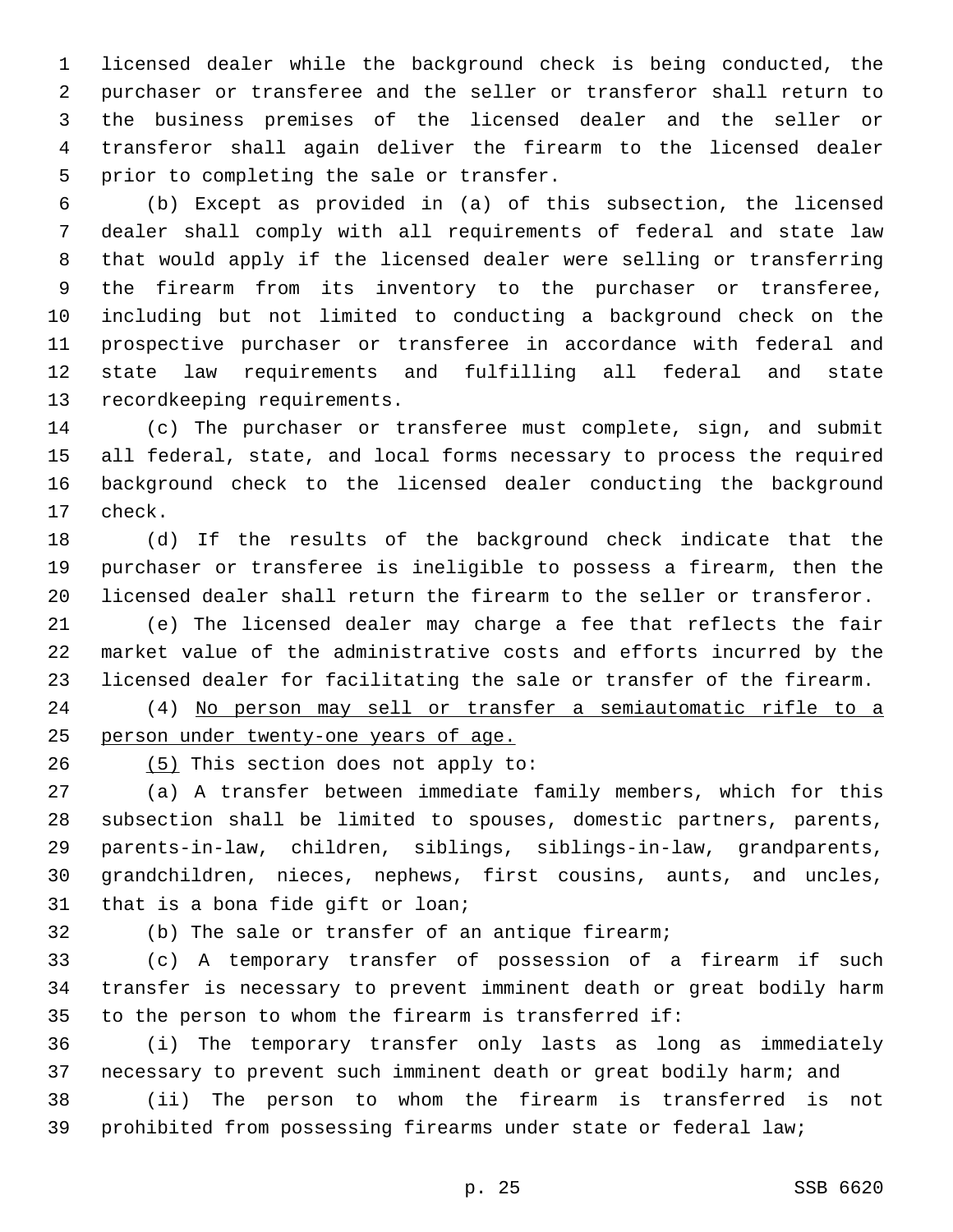licensed dealer while the background check is being conducted, the purchaser or transferee and the seller or transferor shall return to the business premises of the licensed dealer and the seller or transferor shall again deliver the firearm to the licensed dealer prior to completing the sale or transfer.

(b) Except as provided in (a) of this subsection, the licensed dealer shall comply with all requirements of federal and state law that would apply if the licensed dealer were selling or transferring the firearm from its inventory to the purchaser or transferee, including but not limited to conducting a background check on the prospective purchaser or transferee in accordance with federal and state law requirements and fulfilling all federal and state recordkeeping requirements.

(c) The purchaser or transferee must complete, sign, and submit all federal, state, and local forms necessary to process the required background check to the licensed dealer conducting the background check.

(d) If the results of the background check indicate that the purchaser or transferee is ineligible to possess a firearm, then the licensed dealer shall return the firearm to the seller or transferor.

(e) The licensed dealer may charge a fee that reflects the fair market value of the administrative costs and efforts incurred by the licensed dealer for facilitating the sale or transfer of the firearm.

(4) <u>No person may sell or transfer a semiautomatic rifle to a person under twenty-one years of age.</u>

<u>(5)</u> This section does not apply to:

(a) A transfer between immediate family members, which for this subsection shall be limited to spouses, domestic partners, parents, parents-in-law, children, siblings, siblings-in-law, grandparents, grandchildren, nieces, nephews, first cousins, aunts, and uncles, that is a bona fide gift or loan;

(b) The sale or transfer of an antique firearm;

(c) A temporary transfer of possession of a firearm if such transfer is necessary to prevent imminent death or great bodily harm to the person to whom the firearm is transferred if:

(i) The temporary transfer only lasts as long as immediately necessary to prevent such imminent death or great bodily harm; and

(ii) The person to whom the firearm is transferred is not prohibited from possessing firearms under state or federal law;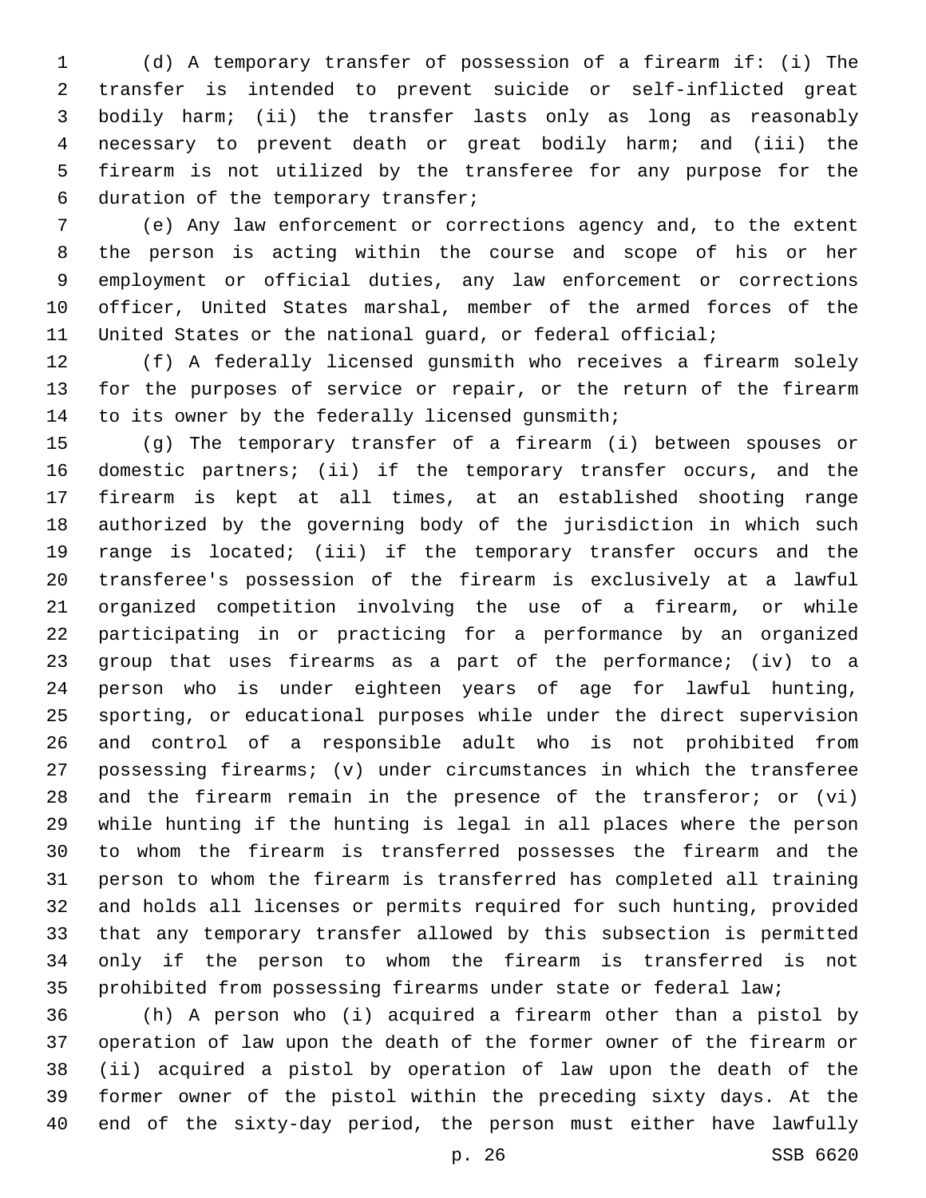(d) A temporary transfer of possession of a firearm if: (i) The transfer is intended to prevent suicide or self-inflicted great bodily harm; (ii) the transfer lasts only as long as reasonably necessary to prevent death or great bodily harm; and (iii) the firearm is not utilized by the transferee for any purpose for the duration of the temporary transfer;

(e) Any law enforcement or corrections agency and, to the extent the person is acting within the course and scope of his or her employment or official duties, any law enforcement or corrections officer, United States marshal, member of the armed forces of the United States or the national guard, or federal official;

(f) A federally licensed gunsmith who receives a firearm solely for the purposes of service or repair, or the return of the firearm to its owner by the federally licensed gunsmith;

(g) The temporary transfer of a firearm (i) between spouses or domestic partners; (ii) if the temporary transfer occurs, and the firearm is kept at all times, at an established shooting range authorized by the governing body of the jurisdiction in which such range is located; (iii) if the temporary transfer occurs and the transferee's possession of the firearm is exclusively at a lawful organized competition involving the use of a firearm, or while participating in or practicing for a performance by an organized group that uses firearms as a part of the performance; (iv) to a person who is under eighteen years of age for lawful hunting, sporting, or educational purposes while under the direct supervision and control of a responsible adult who is not prohibited from possessing firearms; (v) under circumstances in which the transferee and the firearm remain in the presence of the transferor; or (vi) while hunting if the hunting is legal in all places where the person to whom the firearm is transferred possesses the firearm and the person to whom the firearm is transferred has completed all training and holds all licenses or permits required for such hunting, provided that any temporary transfer allowed by this subsection is permitted only if the person to whom the firearm is transferred is not prohibited from possessing firearms under state or federal law;

(h) A person who (i) acquired a firearm other than a pistol by operation of law upon the death of the former owner of the firearm or (ii) acquired a pistol by operation of law upon the death of the former owner of the pistol within the preceding sixty days. At the end of the sixty-day period, the person must either have lawfully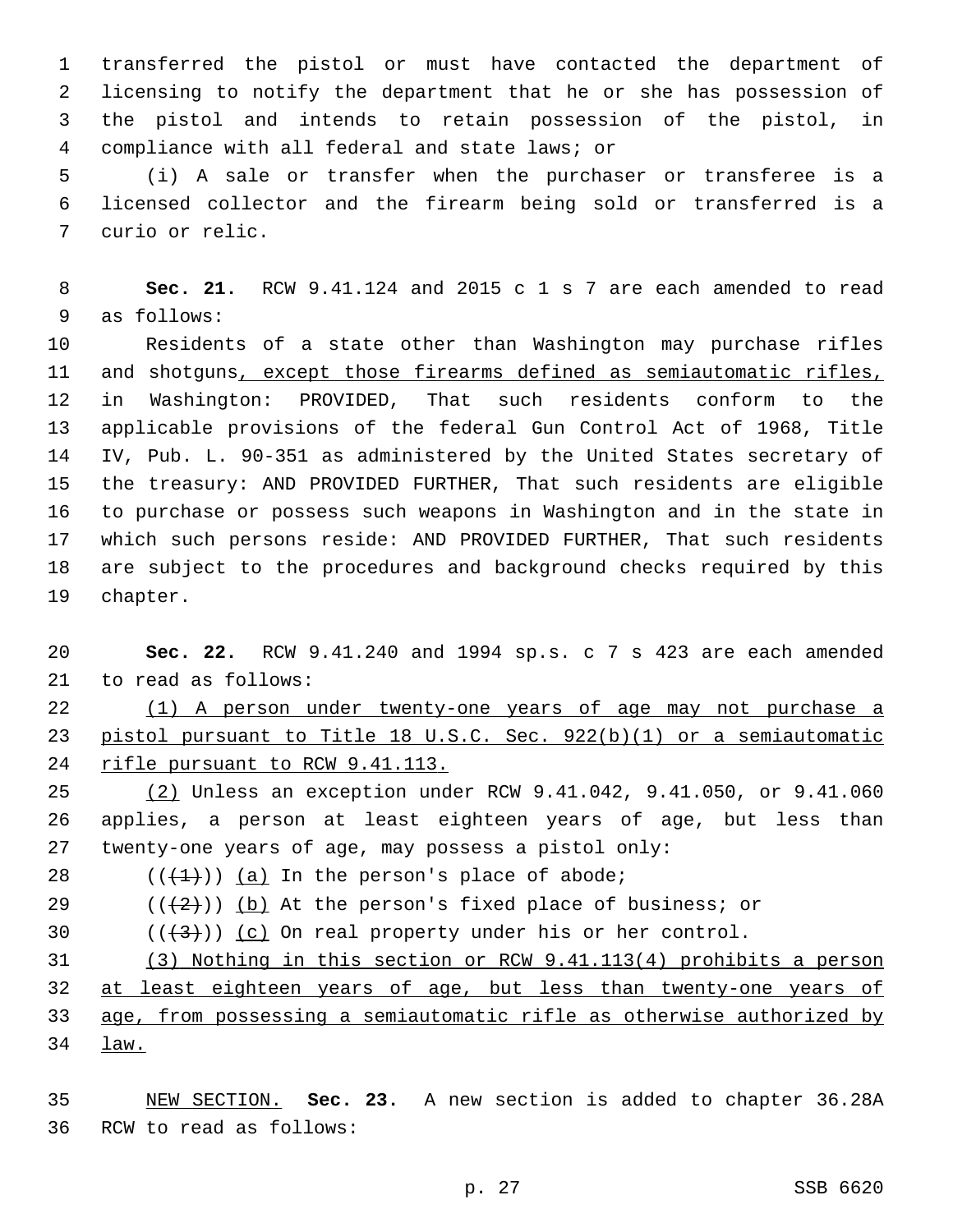transferred the pistol or must have contacted the department of licensing to notify the department that he or she has possession of the pistol and intends to retain possession of the pistol, in compliance with all federal and state laws; or

(i) A sale or transfer when the purchaser or transferee is a licensed collector and the firearm being sold or transferred is a curio or relic.

**Sec. 21.** RCW 9.41.124 and 2015 c 1 s 7 are each amended to read as follows:

Residents of a state other than Washington may purchase rifles and shotguns<u>, except those firearms defined as semiautomatic rifles,</u> in Washington: PROVIDED, That such residents conform to the applicable provisions of the federal Gun Control Act of 1968, Title IV, Pub. L. 90-351 as administered by the United States secretary of the treasury: AND PROVIDED FURTHER, That such residents are eligible to purchase or possess such weapons in Washington and in the state in which such persons reside: AND PROVIDED FURTHER, That such residents are subject to the procedures and background checks required by this chapter.

**Sec. 22.** RCW 9.41.240 and 1994 sp.s. c 7 s 423 are each amended to read as follows:

<u>(1) A person under twenty-one years of age may not purchase a pistol pursuant to Title 18 U.S.C. Sec. 922(b)(1) or a semiautomatic rifle pursuant to RCW 9.41.113.</u>

<u>(2)</u> Unless an exception under RCW 9.41.042, 9.41.050, or 9.41.060 applies, a person at least eighteen years of age, but less than twenty-one years of age, may possess a pistol only:

((~~(1)~~)) <u>(a)</u> In the person's place of abode;

((~~(2)~~)) <u>(b)</u> At the person's fixed place of business; or

((~~(3)~~)) <u>(c)</u> On real property under his or her control.

<u>(3) Nothing in this section or RCW 9.41.113(4) prohibits a person at least eighteen years of age, but less than twenty-one years of age, from possessing a semiautomatic rifle as otherwise authorized by law.</u>

<u>NEW SECTION.</u> **Sec. 23.** A new section is added to chapter 36.28A RCW to read as follows: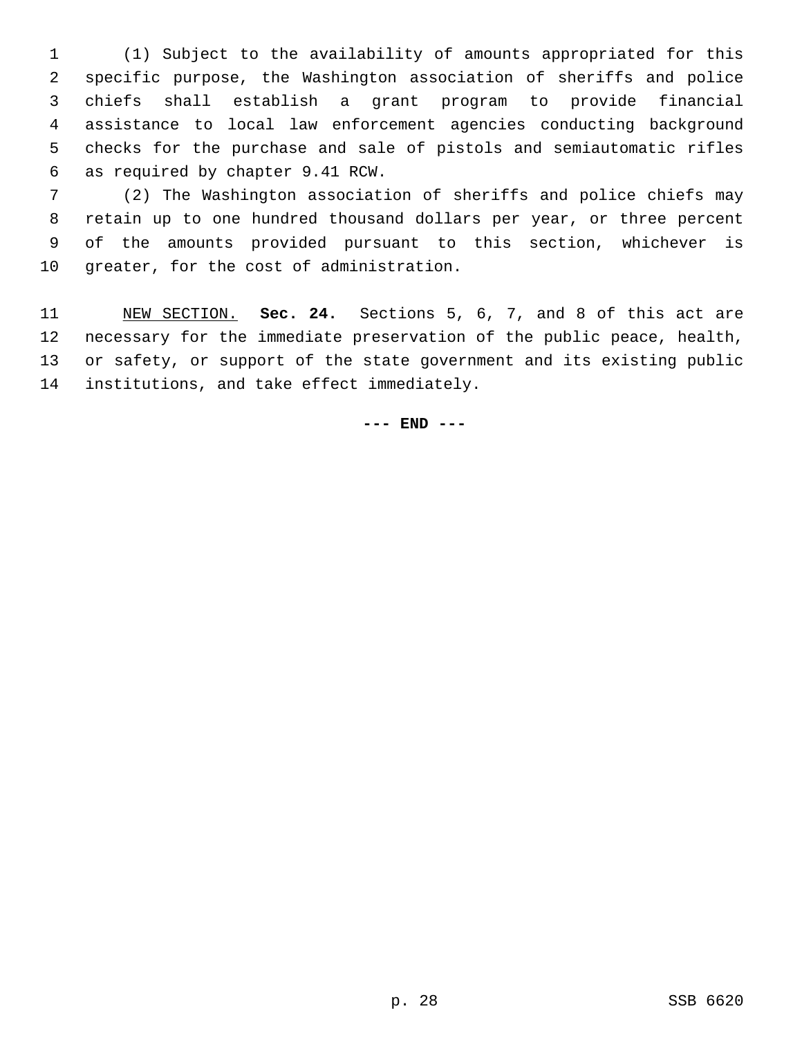(1) Subject to the availability of amounts appropriated for this specific purpose, the Washington association of sheriffs and police chiefs shall establish a grant program to provide financial assistance to local law enforcement agencies conducting background checks for the purchase and sale of pistols and semiautomatic rifles as required by chapter 9.41 RCW.

(2) The Washington association of sheriffs and police chiefs may retain up to one hundred thousand dollars per year, or three percent of the amounts provided pursuant to this section, whichever is greater, for the cost of administration.

NEW SECTION. **Sec. 24.** Sections 5, 6, 7, and 8 of this act are necessary for the immediate preservation of the public peace, health, or safety, or support of the state government and its existing public institutions, and take effect immediately.

**--- END ---**